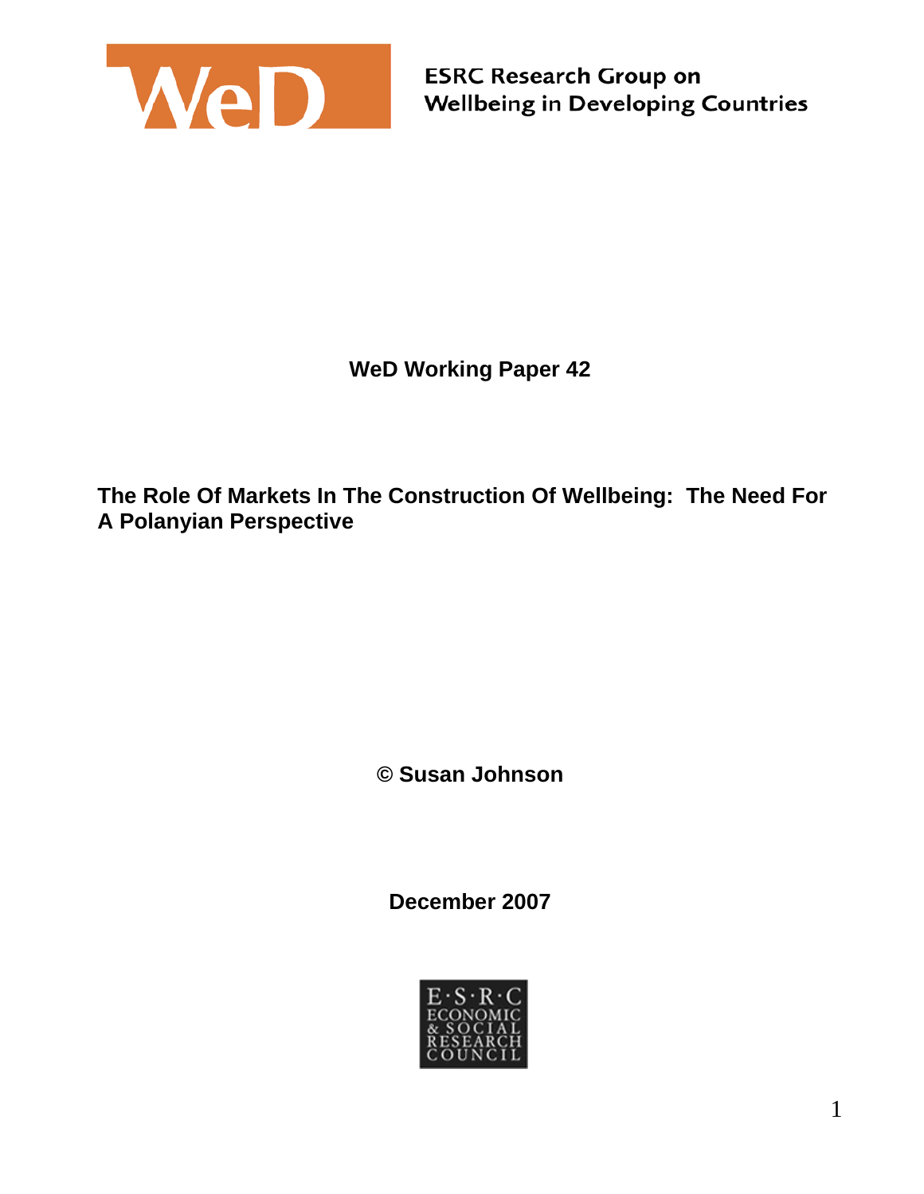ESRC Research Group on Wellbeing in Developing Countries

**WeD Working Paper 42**

# The Role Of Markets In The Construction Of Wellbeing: The Need For A Polanyian Perspective

**© Susan Johnson**

**December 2007**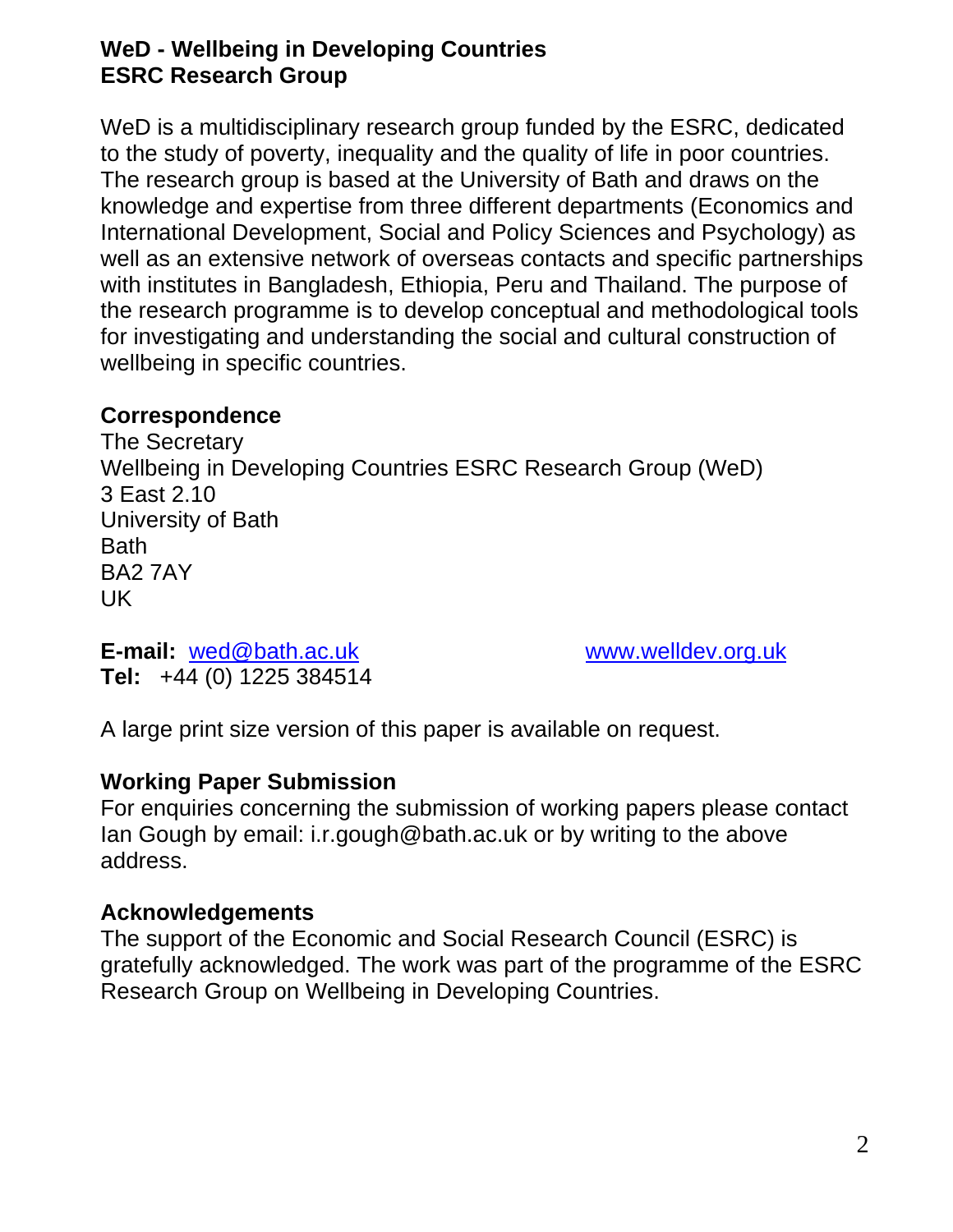**WeD - Wellbeing in Developing Countries**
**ESRC Research Group**

WeD is a multidisciplinary research group funded by the ESRC, dedicated to the study of poverty, inequality and the quality of life in poor countries. The research group is based at the University of Bath and draws on the knowledge and expertise from three different departments (Economics and International Development, Social and Policy Sciences and Psychology) as well as an extensive network of overseas contacts and specific partnerships with institutes in Bangladesh, Ethiopia, Peru and Thailand. The purpose of the research programme is to develop conceptual and methodological tools for investigating and understanding the social and cultural construction of wellbeing in specific countries.

**Correspondence**
The Secretary
Wellbeing in Developing Countries ESRC Research Group (WeD)
3 East 2.10
University of Bath
Bath
BA2 7AY
UK

**E-mail:** wed@bath.ac.uk www.welldev.org.uk
**Tel:** +44 (0) 1225 384514

A large print size version of this paper is available on request.

**Working Paper Submission**
For enquiries concerning the submission of working papers please contact Ian Gough by email: i.r.gough@bath.ac.uk or by writing to the above address.

**Acknowledgements**
The support of the Economic and Social Research Council (ESRC) is gratefully acknowledged. The work was part of the programme of the ESRC Research Group on Wellbeing in Developing Countries.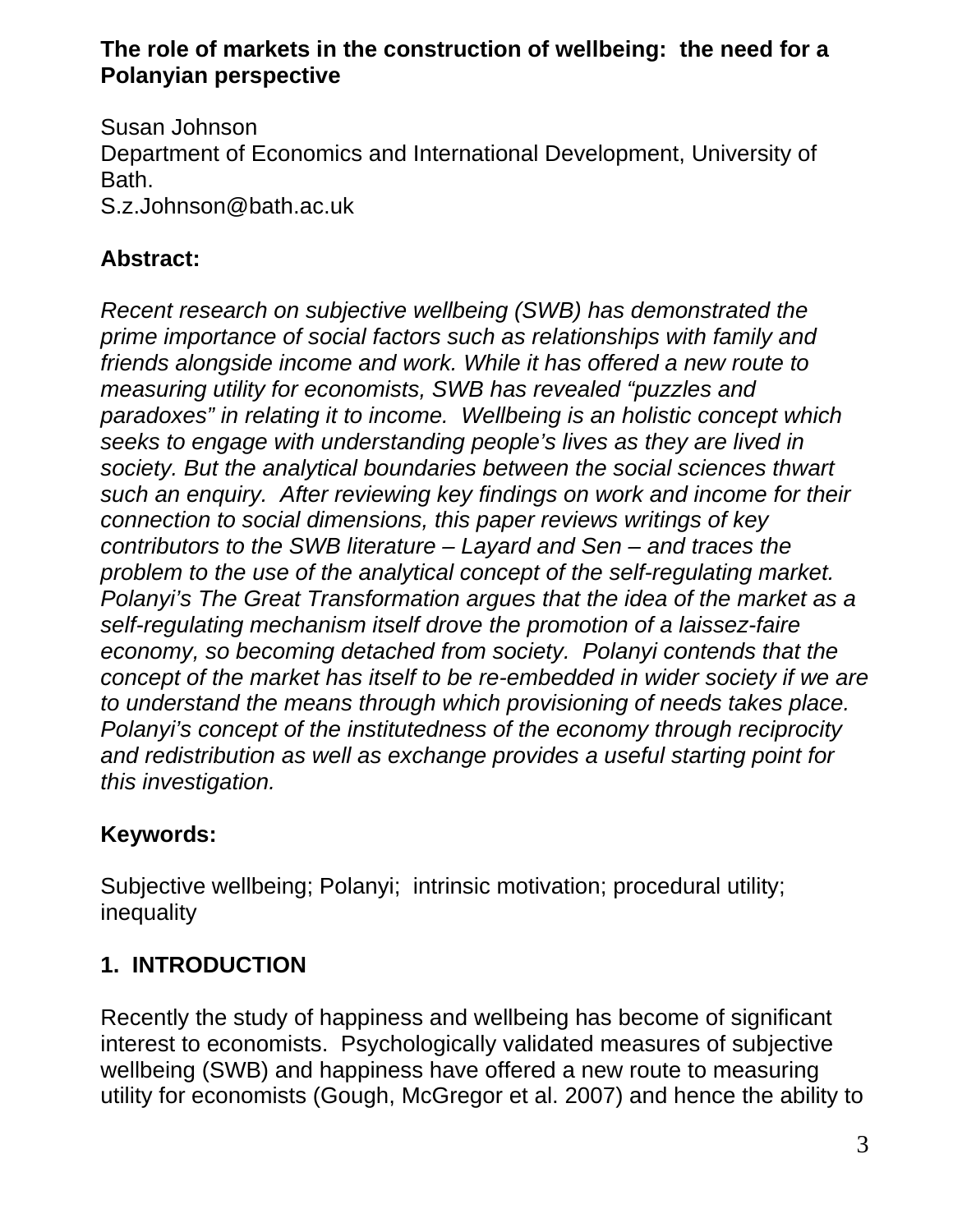# The role of markets in the construction of wellbeing: the need for a Polanyian perspective

Susan Johnson
Department of Economics and International Development, University of Bath.
S.z.Johnson@bath.ac.uk

## Abstract:

*Recent research on subjective wellbeing (SWB) has demonstrated the prime importance of social factors such as relationships with family and friends alongside income and work. While it has offered a new route to measuring utility for economists, SWB has revealed "puzzles and paradoxes" in relating it to income. Wellbeing is an holistic concept which seeks to engage with understanding people's lives as they are lived in society. But the analytical boundaries between the social sciences thwart such an enquiry. After reviewing key findings on work and income for their connection to social dimensions, this paper reviews writings of key contributors to the SWB literature – Layard and Sen – and traces the problem to the use of the analytical concept of the self-regulating market. Polanyi's The Great Transformation argues that the idea of the market as a self-regulating mechanism itself drove the promotion of a laissez-faire economy, so becoming detached from society. Polanyi contends that the concept of the market has itself to be re-embedded in wider society if we are to understand the means through which provisioning of needs takes place. Polanyi's concept of the institutedness of the economy through reciprocity and redistribution as well as exchange provides a useful starting point for this investigation.*

## Keywords:

Subjective wellbeing; Polanyi; intrinsic motivation; procedural utility; inequality

## 1. INTRODUCTION

Recently the study of happiness and wellbeing has become of significant interest to economists. Psychologically validated measures of subjective wellbeing (SWB) and happiness have offered a new route to measuring utility for economists (Gough, McGregor et al. 2007) and hence the ability to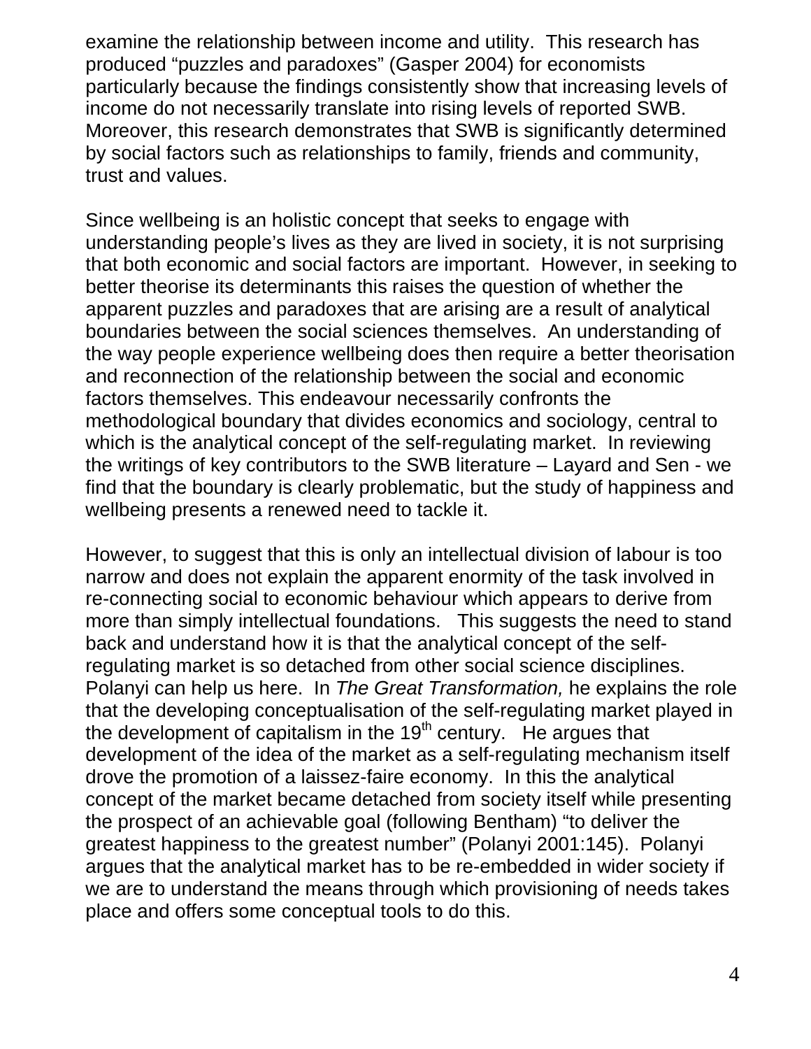examine the relationship between income and utility. This research has produced "puzzles and paradoxes" (Gasper 2004) for economists particularly because the findings consistently show that increasing levels of income do not necessarily translate into rising levels of reported SWB. Moreover, this research demonstrates that SWB is significantly determined by social factors such as relationships to family, friends and community, trust and values.

Since wellbeing is an holistic concept that seeks to engage with understanding people's lives as they are lived in society, it is not surprising that both economic and social factors are important. However, in seeking to better theorise its determinants this raises the question of whether the apparent puzzles and paradoxes that are arising are a result of analytical boundaries between the social sciences themselves. An understanding of the way people experience wellbeing does then require a better theorisation and reconnection of the relationship between the social and economic factors themselves. This endeavour necessarily confronts the methodological boundary that divides economics and sociology, central to which is the analytical concept of the self-regulating market. In reviewing the writings of key contributors to the SWB literature – Layard and Sen - we find that the boundary is clearly problematic, but the study of happiness and wellbeing presents a renewed need to tackle it.

However, to suggest that this is only an intellectual division of labour is too narrow and does not explain the apparent enormity of the task involved in re-connecting social to economic behaviour which appears to derive from more than simply intellectual foundations. This suggests the need to stand back and understand how it is that the analytical concept of the self-regulating market is so detached from other social science disciplines. Polanyi can help us here. In *The Great Transformation,* he explains the role that the developing conceptualisation of the self-regulating market played in the development of capitalism in the 19th century. He argues that development of the idea of the market as a self-regulating mechanism itself drove the promotion of a laissez-faire economy. In this the analytical concept of the market became detached from society itself while presenting the prospect of an achievable goal (following Bentham) "to deliver the greatest happiness to the greatest number" (Polanyi 2001:145). Polanyi argues that the analytical market has to be re-embedded in wider society if we are to understand the means through which provisioning of needs takes place and offers some conceptual tools to do this.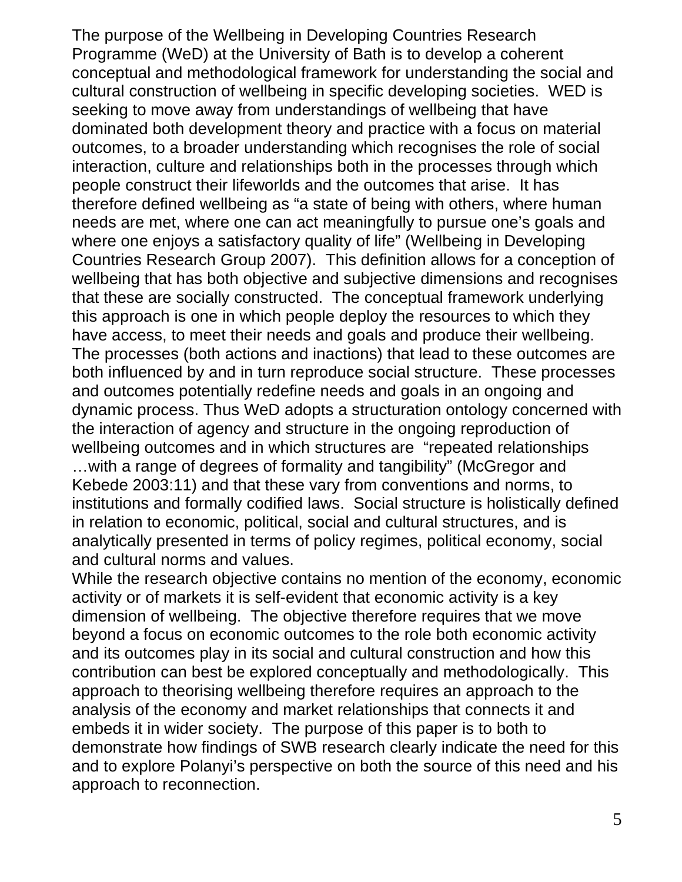The purpose of the Wellbeing in Developing Countries Research Programme (WeD) at the University of Bath is to develop a coherent conceptual and methodological framework for understanding the social and cultural construction of wellbeing in specific developing societies. WED is seeking to move away from understandings of wellbeing that have dominated both development theory and practice with a focus on material outcomes, to a broader understanding which recognises the role of social interaction, culture and relationships both in the processes through which people construct their lifeworlds and the outcomes that arise. It has therefore defined wellbeing as "a state of being with others, where human needs are met, where one can act meaningfully to pursue one's goals and where one enjoys a satisfactory quality of life" (Wellbeing in Developing Countries Research Group 2007). This definition allows for a conception of wellbeing that has both objective and subjective dimensions and recognises that these are socially constructed. The conceptual framework underlying this approach is one in which people deploy the resources to which they have access, to meet their needs and goals and produce their wellbeing. The processes (both actions and inactions) that lead to these outcomes are both influenced by and in turn reproduce social structure. These processes and outcomes potentially redefine needs and goals in an ongoing and dynamic process. Thus WeD adopts a structuration ontology concerned with the interaction of agency and structure in the ongoing reproduction of wellbeing outcomes and in which structures are "repeated relationships …with a range of degrees of formality and tangibility" (McGregor and Kebede 2003:11) and that these vary from conventions and norms, to institutions and formally codified laws. Social structure is holistically defined in relation to economic, political, social and cultural structures, and is analytically presented in terms of policy regimes, political economy, social and cultural norms and values.

While the research objective contains no mention of the economy, economic activity or of markets it is self-evident that economic activity is a key dimension of wellbeing. The objective therefore requires that we move beyond a focus on economic outcomes to the role both economic activity and its outcomes play in its social and cultural construction and how this contribution can best be explored conceptually and methodologically. This approach to theorising wellbeing therefore requires an approach to the analysis of the economy and market relationships that connects it and embeds it in wider society. The purpose of this paper is to both to demonstrate how findings of SWB research clearly indicate the need for this and to explore Polanyi's perspective on both the source of this need and his approach to reconnection.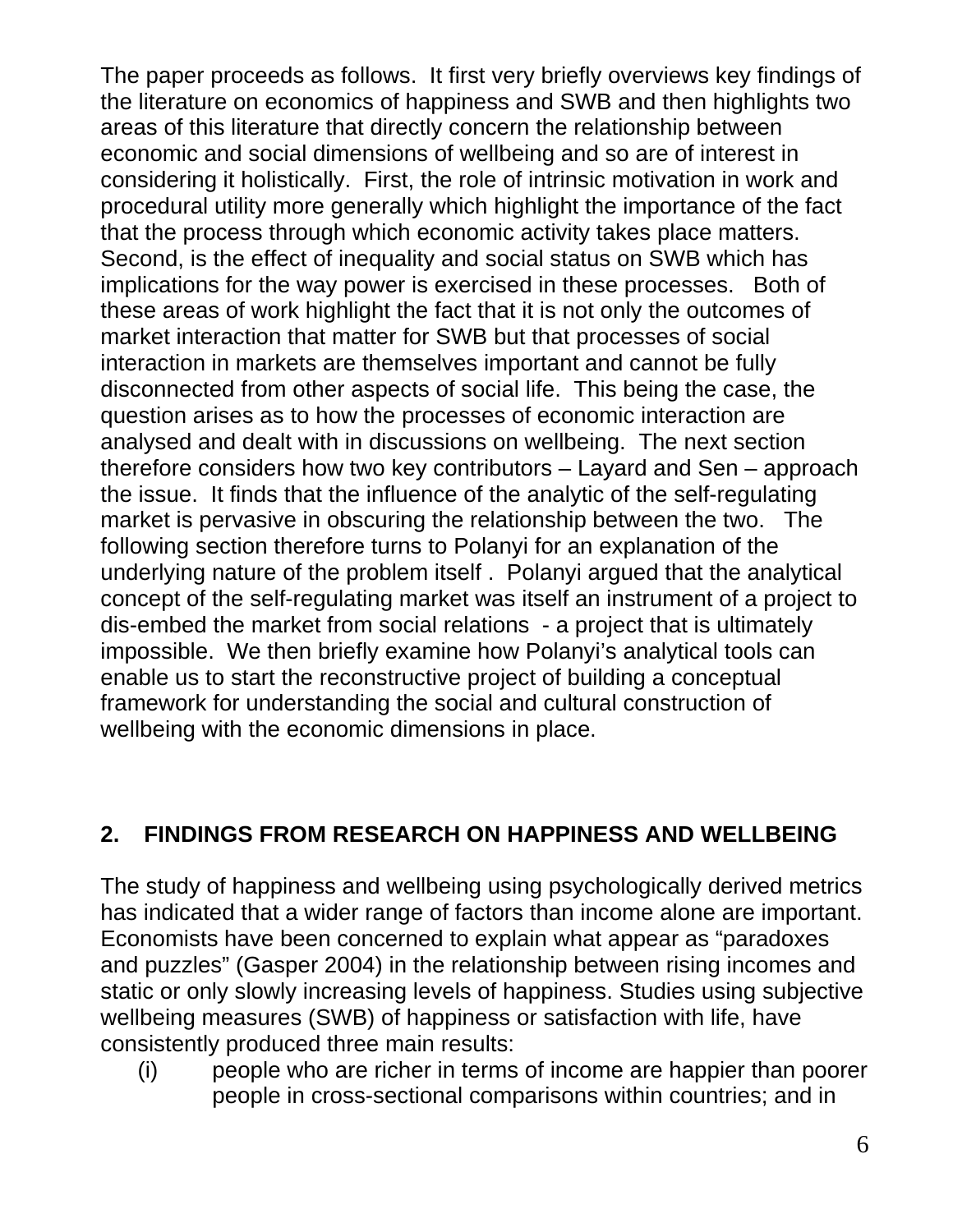The paper proceeds as follows. It first very briefly overviews key findings of the literature on economics of happiness and SWB and then highlights two areas of this literature that directly concern the relationship between economic and social dimensions of wellbeing and so are of interest in considering it holistically. First, the role of intrinsic motivation in work and procedural utility more generally which highlight the importance of the fact that the process through which economic activity takes place matters. Second, is the effect of inequality and social status on SWB which has implications for the way power is exercised in these processes. Both of these areas of work highlight the fact that it is not only the outcomes of market interaction that matter for SWB but that processes of social interaction in markets are themselves important and cannot be fully disconnected from other aspects of social life. This being the case, the question arises as to how the processes of economic interaction are analysed and dealt with in discussions on wellbeing. The next section therefore considers how two key contributors – Layard and Sen – approach the issue. It finds that the influence of the analytic of the self-regulating market is pervasive in obscuring the relationship between the two. The following section therefore turns to Polanyi for an explanation of the underlying nature of the problem itself . Polanyi argued that the analytical concept of the self-regulating market was itself an instrument of a project to dis-embed the market from social relations - a project that is ultimately impossible. We then briefly examine how Polanyi's analytical tools can enable us to start the reconstructive project of building a conceptual framework for understanding the social and cultural construction of wellbeing with the economic dimensions in place.

## 2. FINDINGS FROM RESEARCH ON HAPPINESS AND WELLBEING

The study of happiness and wellbeing using psychologically derived metrics has indicated that a wider range of factors than income alone are important. Economists have been concerned to explain what appear as "paradoxes and puzzles" (Gasper 2004) in the relationship between rising incomes and static or only slowly increasing levels of happiness. Studies using subjective wellbeing measures (SWB) of happiness or satisfaction with life, have consistently produced three main results:

(i) people who are richer in terms of income are happier than poorer people in cross-sectional comparisons within countries; and in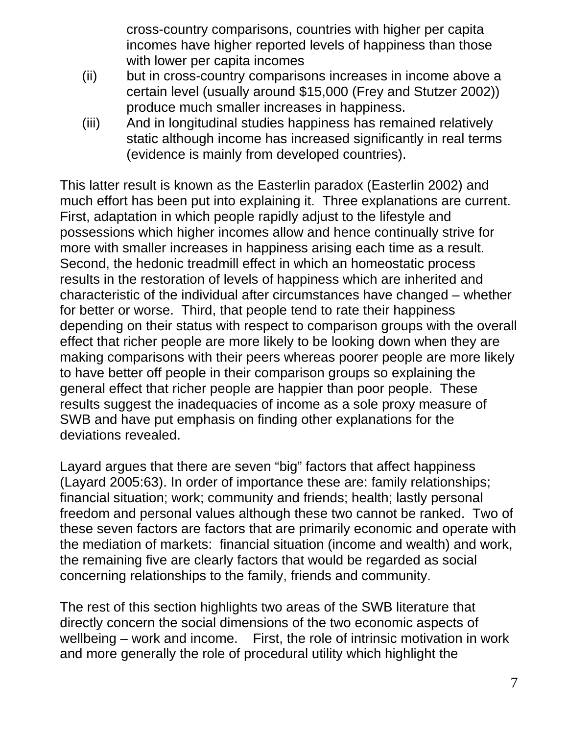cross-country comparisons, countries with higher per capita incomes have higher reported levels of happiness than those with lower per capita incomes

(ii) but in cross-country comparisons increases in income above a certain level (usually around $15,000 (Frey and Stutzer 2002)) produce much smaller increases in happiness.

(iii) And in longitudinal studies happiness has remained relatively static although income has increased significantly in real terms (evidence is mainly from developed countries).

This latter result is known as the Easterlin paradox (Easterlin 2002) and much effort has been put into explaining it. Three explanations are current. First, adaptation in which people rapidly adjust to the lifestyle and possessions which higher incomes allow and hence continually strive for more with smaller increases in happiness arising each time as a result. Second, the hedonic treadmill effect in which an homeostatic process results in the restoration of levels of happiness which are inherited and characteristic of the individual after circumstances have changed – whether for better or worse. Third, that people tend to rate their happiness depending on their status with respect to comparison groups with the overall effect that richer people are more likely to be looking down when they are making comparisons with their peers whereas poorer people are more likely to have better off people in their comparison groups so explaining the general effect that richer people are happier than poor people. These results suggest the inadequacies of income as a sole proxy measure of SWB and have put emphasis on finding other explanations for the deviations revealed.

Layard argues that there are seven "big" factors that affect happiness (Layard 2005:63). In order of importance these are: family relationships; financial situation; work; community and friends; health; lastly personal freedom and personal values although these two cannot be ranked. Two of these seven factors are factors that are primarily economic and operate with the mediation of markets: financial situation (income and wealth) and work, the remaining five are clearly factors that would be regarded as social concerning relationships to the family, friends and community.

The rest of this section highlights two areas of the SWB literature that directly concern the social dimensions of the two economic aspects of wellbeing – work and income. First, the role of intrinsic motivation in work and more generally the role of procedural utility which highlight the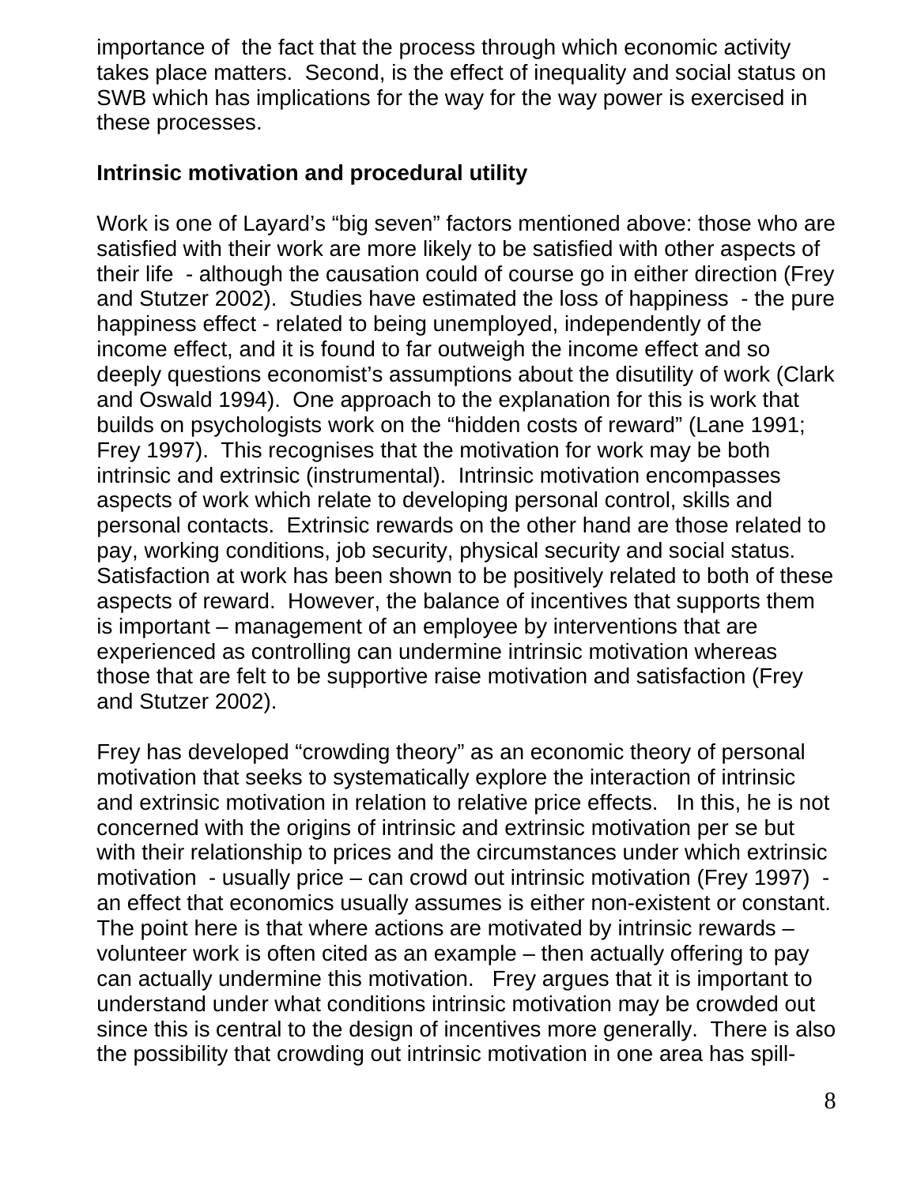importance of  the fact that the process through which economic activity takes place matters.  Second, is the effect of inequality and social status on SWB which has implications for the way for the way power is exercised in these processes.

**Intrinsic motivation and procedural utility**

Work is one of Layard's "big seven" factors mentioned above: those who are satisfied with their work are more likely to be satisfied with other aspects of their life  - although the causation could of course go in either direction (Frey and Stutzer 2002).  Studies have estimated the loss of happiness  - the pure happiness effect - related to being unemployed, independently of the income effect, and it is found to far outweigh the income effect and so deeply questions economist's assumptions about the disutility of work (Clark and Oswald 1994).  One approach to the explanation for this is work that builds on psychologists work on the "hidden costs of reward" (Lane 1991; Frey 1997).  This recognises that the motivation for work may be both intrinsic and extrinsic (instrumental).  Intrinsic motivation encompasses aspects of work which relate to developing personal control, skills and personal contacts.  Extrinsic rewards on the other hand are those related to pay, working conditions, job security, physical security and social status.  Satisfaction at work has been shown to be positively related to both of these aspects of reward.  However, the balance of incentives that supports them is important – management of an employee by interventions that are experienced as controlling can undermine intrinsic motivation whereas those that are felt to be supportive raise motivation and satisfaction (Frey and Stutzer 2002).

Frey has developed "crowding theory" as an economic theory of personal motivation that seeks to systematically explore the interaction of intrinsic and extrinsic motivation in relation to relative price effects.   In this, he is not concerned with the origins of intrinsic and extrinsic motivation per se but with their relationship to prices and the circumstances under which extrinsic motivation  - usually price – can crowd out intrinsic motivation (Frey 1997)  - an effect that economics usually assumes is either non-existent or constant.  The point here is that where actions are motivated by intrinsic rewards – volunteer work is often cited as an example – then actually offering to pay can actually undermine this motivation.   Frey argues that it is important to understand under what conditions intrinsic motivation may be crowded out since this is central to the design of incentives more generally.  There is also the possibility that crowding out intrinsic motivation in one area has spill-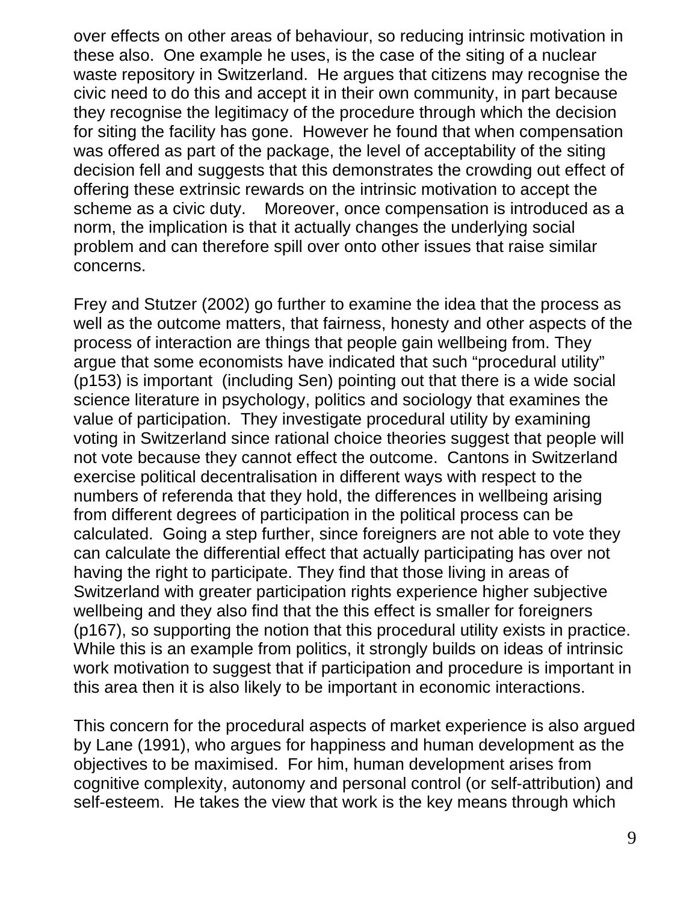over effects on other areas of behaviour, so reducing intrinsic motivation in these also. One example he uses, is the case of the siting of a nuclear waste repository in Switzerland. He argues that citizens may recognise the civic need to do this and accept it in their own community, in part because they recognise the legitimacy of the procedure through which the decision for siting the facility has gone. However he found that when compensation was offered as part of the package, the level of acceptability of the siting decision fell and suggests that this demonstrates the crowding out effect of offering these extrinsic rewards on the intrinsic motivation to accept the scheme as a civic duty. Moreover, once compensation is introduced as a norm, the implication is that it actually changes the underlying social problem and can therefore spill over onto other issues that raise similar concerns.

Frey and Stutzer (2002) go further to examine the idea that the process as well as the outcome matters, that fairness, honesty and other aspects of the process of interaction are things that people gain wellbeing from. They argue that some economists have indicated that such "procedural utility" (p153) is important (including Sen) pointing out that there is a wide social science literature in psychology, politics and sociology that examines the value of participation. They investigate procedural utility by examining voting in Switzerland since rational choice theories suggest that people will not vote because they cannot effect the outcome. Cantons in Switzerland exercise political decentralisation in different ways with respect to the numbers of referenda that they hold, the differences in wellbeing arising from different degrees of participation in the political process can be calculated. Going a step further, since foreigners are not able to vote they can calculate the differential effect that actually participating has over not having the right to participate. They find that those living in areas of Switzerland with greater participation rights experience higher subjective wellbeing and they also find that the this effect is smaller for foreigners (p167), so supporting the notion that this procedural utility exists in practice. While this is an example from politics, it strongly builds on ideas of intrinsic work motivation to suggest that if participation and procedure is important in this area then it is also likely to be important in economic interactions.

This concern for the procedural aspects of market experience is also argued by Lane (1991), who argues for happiness and human development as the objectives to be maximised. For him, human development arises from cognitive complexity, autonomy and personal control (or self-attribution) and self-esteem. He takes the view that work is the key means through which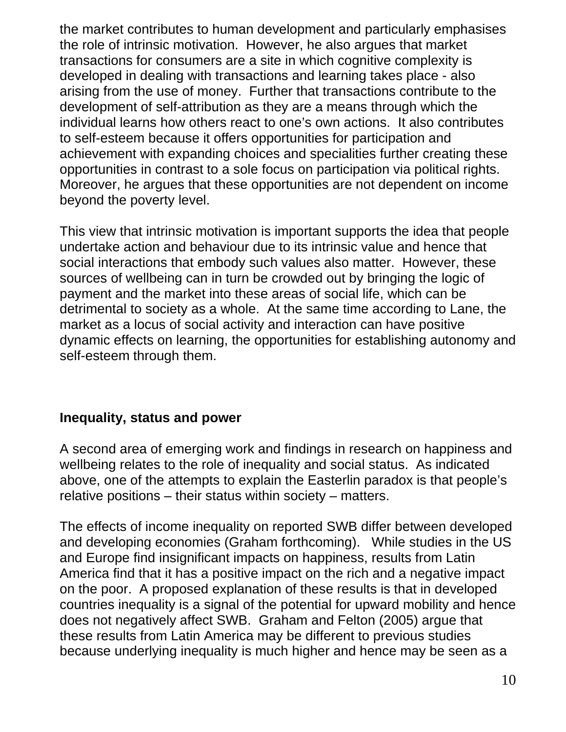the market contributes to human development and particularly emphasises the role of intrinsic motivation. However, he also argues that market transactions for consumers are a site in which cognitive complexity is developed in dealing with transactions and learning takes place - also arising from the use of money. Further that transactions contribute to the development of self-attribution as they are a means through which the individual learns how others react to one's own actions. It also contributes to self-esteem because it offers opportunities for participation and achievement with expanding choices and specialities further creating these opportunities in contrast to a sole focus on participation via political rights. Moreover, he argues that these opportunities are not dependent on income beyond the poverty level.

This view that intrinsic motivation is important supports the idea that people undertake action and behaviour due to its intrinsic value and hence that social interactions that embody such values also matter. However, these sources of wellbeing can in turn be crowded out by bringing the logic of payment and the market into these areas of social life, which can be detrimental to society as a whole. At the same time according to Lane, the market as a locus of social activity and interaction can have positive dynamic effects on learning, the opportunities for establishing autonomy and self-esteem through them.

### Inequality, status and power

A second area of emerging work and findings in research on happiness and wellbeing relates to the role of inequality and social status. As indicated above, one of the attempts to explain the Easterlin paradox is that people's relative positions – their status within society – matters.

The effects of income inequality on reported SWB differ between developed and developing economies (Graham forthcoming). While studies in the US and Europe find insignificant impacts on happiness, results from Latin America find that it has a positive impact on the rich and a negative impact on the poor. A proposed explanation of these results is that in developed countries inequality is a signal of the potential for upward mobility and hence does not negatively affect SWB. Graham and Felton (2005) argue that these results from Latin America may be different to previous studies because underlying inequality is much higher and hence may be seen as a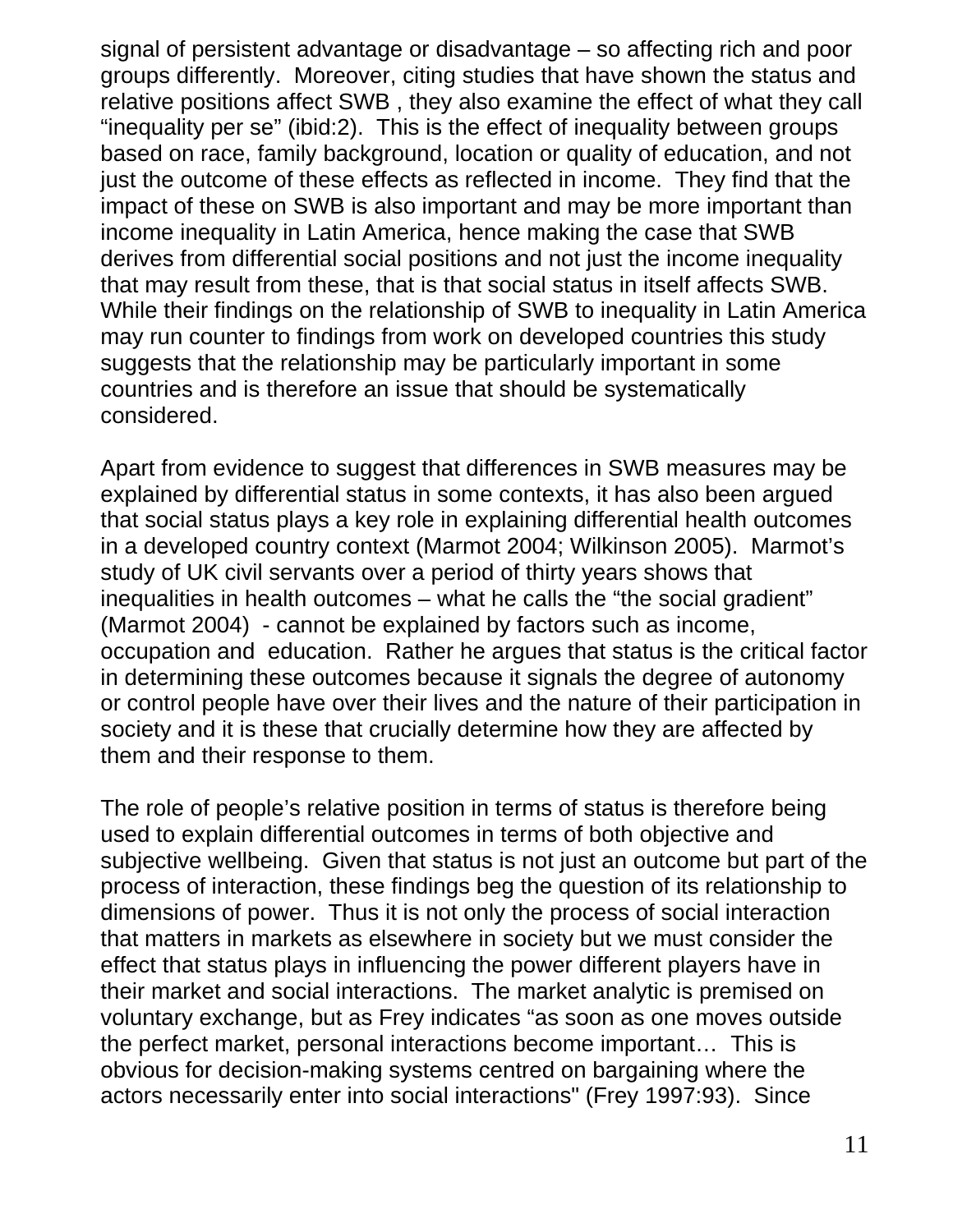signal of persistent advantage or disadvantage – so affecting rich and poor groups differently. Moreover, citing studies that have shown the status and relative positions affect SWB , they also examine the effect of what they call "inequality per se" (ibid:2). This is the effect of inequality between groups based on race, family background, location or quality of education, and not just the outcome of these effects as reflected in income. They find that the impact of these on SWB is also important and may be more important than income inequality in Latin America, hence making the case that SWB derives from differential social positions and not just the income inequality that may result from these, that is that social status in itself affects SWB. While their findings on the relationship of SWB to inequality in Latin America may run counter to findings from work on developed countries this study suggests that the relationship may be particularly important in some countries and is therefore an issue that should be systematically considered.

Apart from evidence to suggest that differences in SWB measures may be explained by differential status in some contexts, it has also been argued that social status plays a key role in explaining differential health outcomes in a developed country context (Marmot 2004; Wilkinson 2005). Marmot's study of UK civil servants over a period of thirty years shows that inequalities in health outcomes – what he calls the "the social gradient" (Marmot 2004) - cannot be explained by factors such as income, occupation and education. Rather he argues that status is the critical factor in determining these outcomes because it signals the degree of autonomy or control people have over their lives and the nature of their participation in society and it is these that crucially determine how they are affected by them and their response to them.

The role of people's relative position in terms of status is therefore being used to explain differential outcomes in terms of both objective and subjective wellbeing. Given that status is not just an outcome but part of the process of interaction, these findings beg the question of its relationship to dimensions of power. Thus it is not only the process of social interaction that matters in markets as elsewhere in society but we must consider the effect that status plays in influencing the power different players have in their market and social interactions. The market analytic is premised on voluntary exchange, but as Frey indicates "as soon as one moves outside the perfect market, personal interactions become important… This is obvious for decision-making systems centred on bargaining where the actors necessarily enter into social interactions" (Frey 1997:93). Since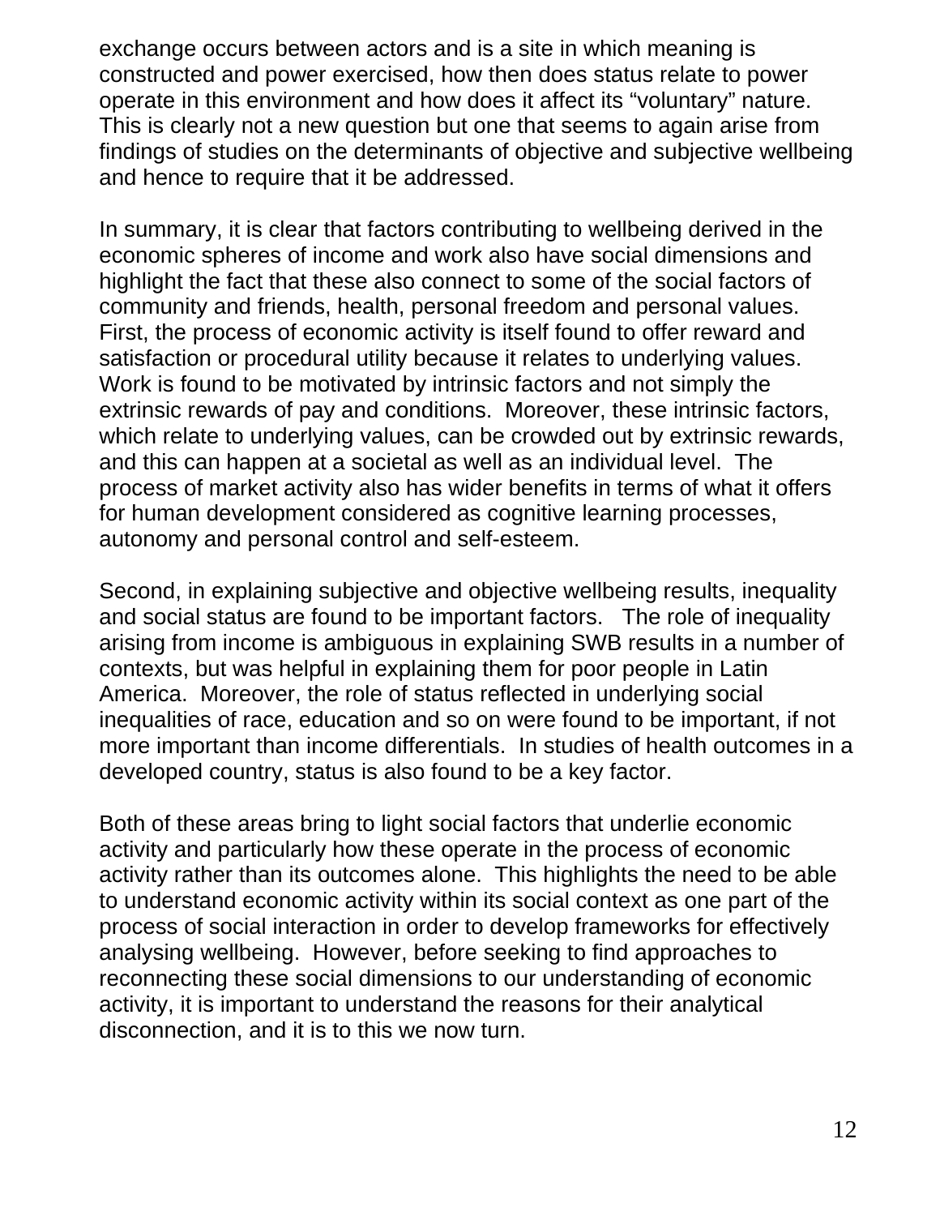exchange occurs between actors and is a site in which meaning is constructed and power exercised, how then does status relate to power operate in this environment and how does it affect its "voluntary" nature. This is clearly not a new question but one that seems to again arise from findings of studies on the determinants of objective and subjective wellbeing and hence to require that it be addressed.

In summary, it is clear that factors contributing to wellbeing derived in the economic spheres of income and work also have social dimensions and highlight the fact that these also connect to some of the social factors of community and friends, health, personal freedom and personal values. First, the process of economic activity is itself found to offer reward and satisfaction or procedural utility because it relates to underlying values. Work is found to be motivated by intrinsic factors and not simply the extrinsic rewards of pay and conditions. Moreover, these intrinsic factors, which relate to underlying values, can be crowded out by extrinsic rewards, and this can happen at a societal as well as an individual level. The process of market activity also has wider benefits in terms of what it offers for human development considered as cognitive learning processes, autonomy and personal control and self-esteem.

Second, in explaining subjective and objective wellbeing results, inequality and social status are found to be important factors. The role of inequality arising from income is ambiguous in explaining SWB results in a number of contexts, but was helpful in explaining them for poor people in Latin America. Moreover, the role of status reflected in underlying social inequalities of race, education and so on were found to be important, if not more important than income differentials. In studies of health outcomes in a developed country, status is also found to be a key factor.

Both of these areas bring to light social factors that underlie economic activity and particularly how these operate in the process of economic activity rather than its outcomes alone. This highlights the need to be able to understand economic activity within its social context as one part of the process of social interaction in order to develop frameworks for effectively analysing wellbeing. However, before seeking to find approaches to reconnecting these social dimensions to our understanding of economic activity, it is important to understand the reasons for their analytical disconnection, and it is to this we now turn.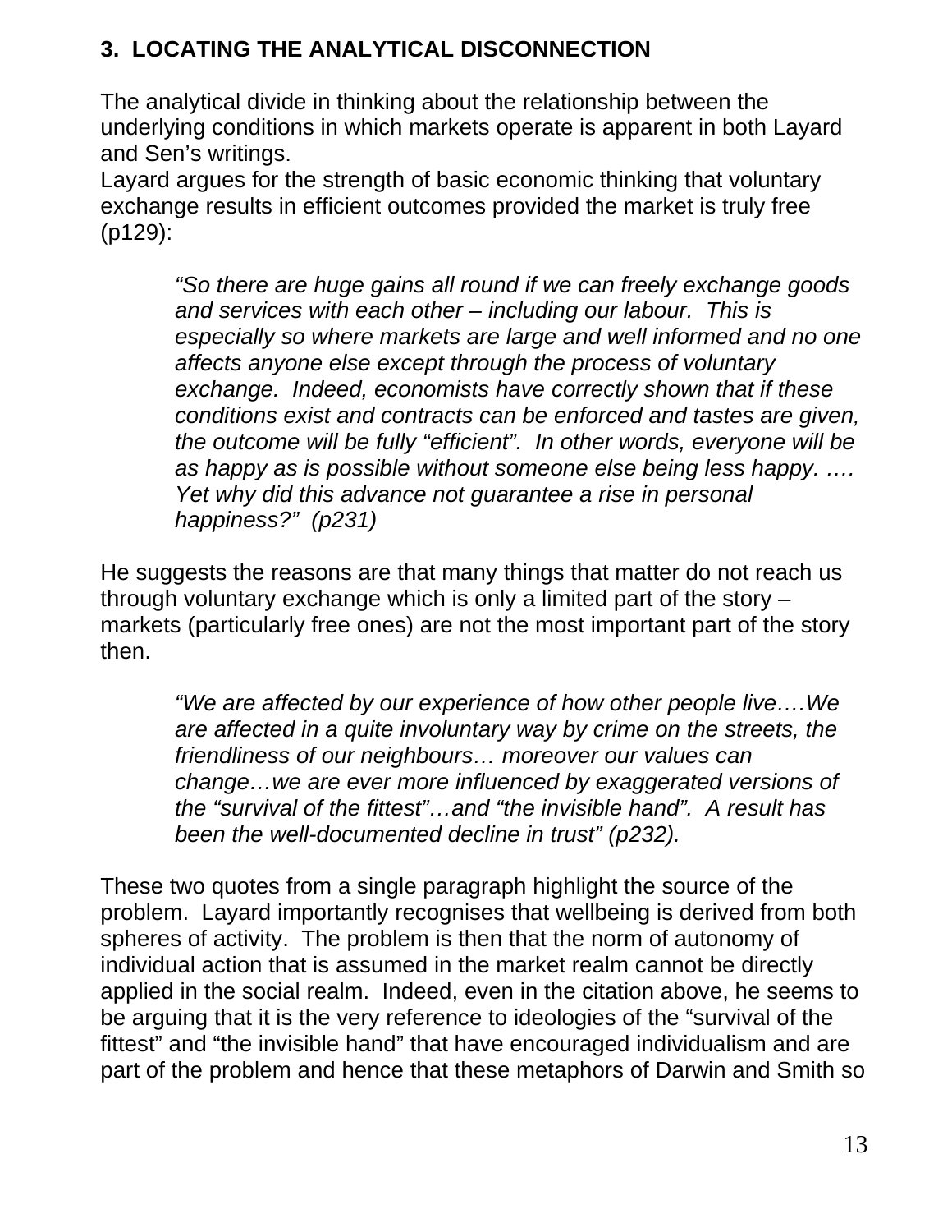## 3. LOCATING THE ANALYTICAL DISCONNECTION

The analytical divide in thinking about the relationship between the underlying conditions in which markets operate is apparent in both Layard and Sen's writings.
Layard argues for the strength of basic economic thinking that voluntary exchange results in efficient outcomes provided the market is truly free (p129):

> *"So there are huge gains all round if we can freely exchange goods and services with each other – including our labour. This is especially so where markets are large and well informed and no one affects anyone else except through the process of voluntary exchange. Indeed, economists have correctly shown that if these conditions exist and contracts can be enforced and tastes are given, the outcome will be fully "efficient". In other words, everyone will be as happy as is possible without someone else being less happy. …. Yet why did this advance not guarantee a rise in personal happiness?" (p231)*

He suggests the reasons are that many things that matter do not reach us through voluntary exchange which is only a limited part of the story – markets (particularly free ones) are not the most important part of the story then.

> *"We are affected by our experience of how other people live….We are affected in a quite involuntary way by crime on the streets, the friendliness of our neighbours… moreover our values can change…we are ever more influenced by exaggerated versions of the "survival of the fittest"…and "the invisible hand". A result has been the well-documented decline in trust" (p232).*

These two quotes from a single paragraph highlight the source of the problem. Layard importantly recognises that wellbeing is derived from both spheres of activity. The problem is then that the norm of autonomy of individual action that is assumed in the market realm cannot be directly applied in the social realm. Indeed, even in the citation above, he seems to be arguing that it is the very reference to ideologies of the "survival of the fittest" and "the invisible hand" that have encouraged individualism and are part of the problem and hence that these metaphors of Darwin and Smith so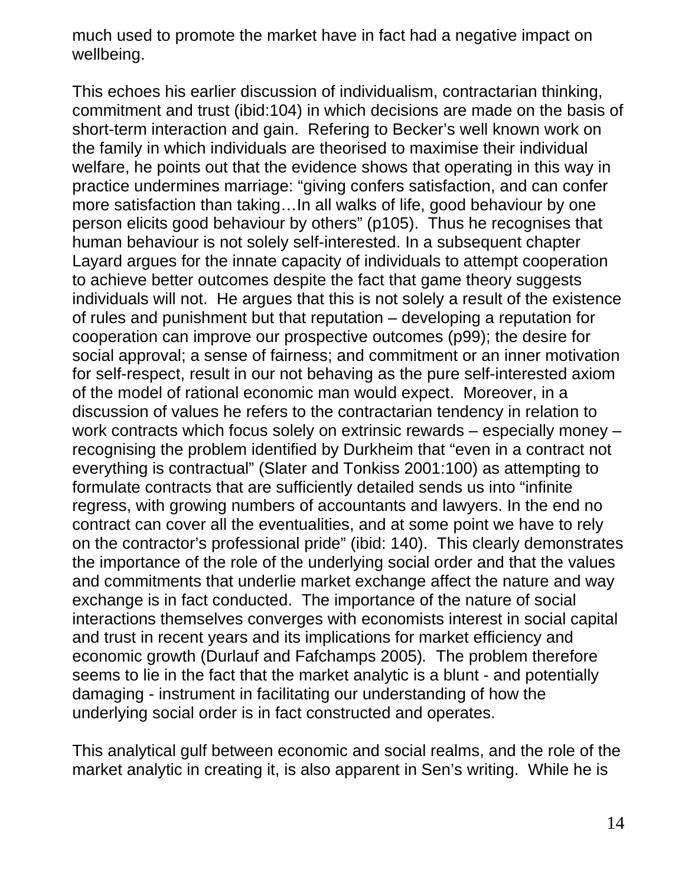much used to promote the market have in fact had a negative impact on wellbeing.

This echoes his earlier discussion of individualism, contractarian thinking, commitment and trust (ibid:104) in which decisions are made on the basis of short-term interaction and gain. Refering to Becker's well known work on the family in which individuals are theorised to maximise their individual welfare, he points out that the evidence shows that operating in this way in practice undermines marriage: "giving confers satisfaction, and can confer more satisfaction than taking…In all walks of life, good behaviour by one person elicits good behaviour by others" (p105). Thus he recognises that human behaviour is not solely self-interested. In a subsequent chapter Layard argues for the innate capacity of individuals to attempt cooperation to achieve better outcomes despite the fact that game theory suggests individuals will not. He argues that this is not solely a result of the existence of rules and punishment but that reputation – developing a reputation for cooperation can improve our prospective outcomes (p99); the desire for social approval; a sense of fairness; and commitment or an inner motivation for self-respect, result in our not behaving as the pure self-interested axiom of the model of rational economic man would expect. Moreover, in a discussion of values he refers to the contractarian tendency in relation to work contracts which focus solely on extrinsic rewards – especially money – recognising the problem identified by Durkheim that "even in a contract not everything is contractual" (Slater and Tonkiss 2001:100) as attempting to formulate contracts that are sufficiently detailed sends us into "infinite regress, with growing numbers of accountants and lawyers. In the end no contract can cover all the eventualities, and at some point we have to rely on the contractor's professional pride" (ibid: 140). This clearly demonstrates the importance of the role of the underlying social order and that the values and commitments that underlie market exchange affect the nature and way exchange is in fact conducted. The importance of the nature of social interactions themselves converges with economists interest in social capital and trust in recent years and its implications for market efficiency and economic growth (Durlauf and Fafchamps 2005). The problem therefore seems to lie in the fact that the market analytic is a blunt - and potentially damaging - instrument in facilitating our understanding of how the underlying social order is in fact constructed and operates.

This analytical gulf between economic and social realms, and the role of the market analytic in creating it, is also apparent in Sen's writing. While he is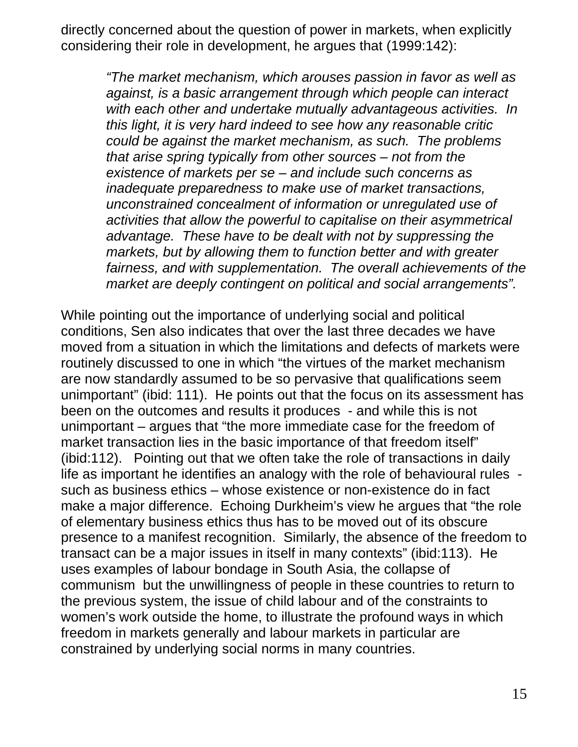directly concerned about the question of power in markets, when explicitly considering their role in development, he argues that (1999:142):

> *"The market mechanism, which arouses passion in favor as well as against, is a basic arrangement through which people can interact with each other and undertake mutually advantageous activities. In this light, it is very hard indeed to see how any reasonable critic could be against the market mechanism, as such. The problems that arise spring typically from other sources – not from the existence of markets per se – and include such concerns as inadequate preparedness to make use of market transactions, unconstrained concealment of information or unregulated use of activities that allow the powerful to capitalise on their asymmetrical advantage. These have to be dealt with not by suppressing the markets, but by allowing them to function better and with greater fairness, and with supplementation. The overall achievements of the market are deeply contingent on political and social arrangements".*

While pointing out the importance of underlying social and political conditions, Sen also indicates that over the last three decades we have moved from a situation in which the limitations and defects of markets were routinely discussed to one in which "the virtues of the market mechanism are now standardly assumed to be so pervasive that qualifications seem unimportant" (ibid: 111). He points out that the focus on its assessment has been on the outcomes and results it produces - and while this is not unimportant – argues that "the more immediate case for the freedom of market transaction lies in the basic importance of that freedom itself" (ibid:112). Pointing out that we often take the role of transactions in daily life as important he identifies an analogy with the role of behavioural rules - such as business ethics – whose existence or non-existence do in fact make a major difference. Echoing Durkheim's view he argues that "the role of elementary business ethics thus has to be moved out of its obscure presence to a manifest recognition. Similarly, the absence of the freedom to transact can be a major issues in itself in many contexts" (ibid:113). He uses examples of labour bondage in South Asia, the collapse of communism but the unwillingness of people in these countries to return to the previous system, the issue of child labour and of the constraints to women's work outside the home, to illustrate the profound ways in which freedom in markets generally and labour markets in particular are constrained by underlying social norms in many countries.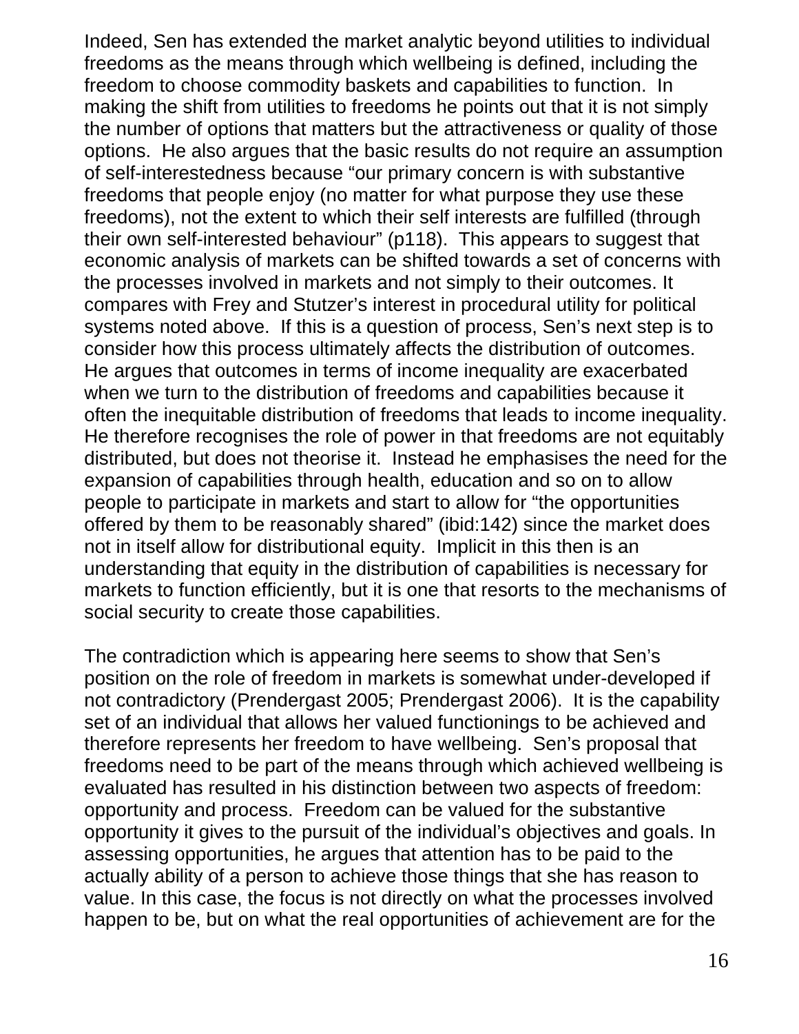Indeed, Sen has extended the market analytic beyond utilities to individual freedoms as the means through which wellbeing is defined, including the freedom to choose commodity baskets and capabilities to function. In making the shift from utilities to freedoms he points out that it is not simply the number of options that matters but the attractiveness or quality of those options. He also argues that the basic results do not require an assumption of self-interestedness because "our primary concern is with substantive freedoms that people enjoy (no matter for what purpose they use these freedoms), not the extent to which their self interests are fulfilled (through their own self-interested behaviour" (p118). This appears to suggest that economic analysis of markets can be shifted towards a set of concerns with the processes involved in markets and not simply to their outcomes. It compares with Frey and Stutzer's interest in procedural utility for political systems noted above. If this is a question of process, Sen's next step is to consider how this process ultimately affects the distribution of outcomes. He argues that outcomes in terms of income inequality are exacerbated when we turn to the distribution of freedoms and capabilities because it often the inequitable distribution of freedoms that leads to income inequality. He therefore recognises the role of power in that freedoms are not equitably distributed, but does not theorise it. Instead he emphasises the need for the expansion of capabilities through health, education and so on to allow people to participate in markets and start to allow for "the opportunities offered by them to be reasonably shared" (ibid:142) since the market does not in itself allow for distributional equity. Implicit in this then is an understanding that equity in the distribution of capabilities is necessary for markets to function efficiently, but it is one that resorts to the mechanisms of social security to create those capabilities.

The contradiction which is appearing here seems to show that Sen's position on the role of freedom in markets is somewhat under-developed if not contradictory (Prendergast 2005; Prendergast 2006). It is the capability set of an individual that allows her valued functionings to be achieved and therefore represents her freedom to have wellbeing. Sen's proposal that freedoms need to be part of the means through which achieved wellbeing is evaluated has resulted in his distinction between two aspects of freedom: opportunity and process. Freedom can be valued for the substantive opportunity it gives to the pursuit of the individual's objectives and goals. In assessing opportunities, he argues that attention has to be paid to the actually ability of a person to achieve those things that she has reason to value. In this case, the focus is not directly on what the processes involved happen to be, but on what the real opportunities of achievement are for the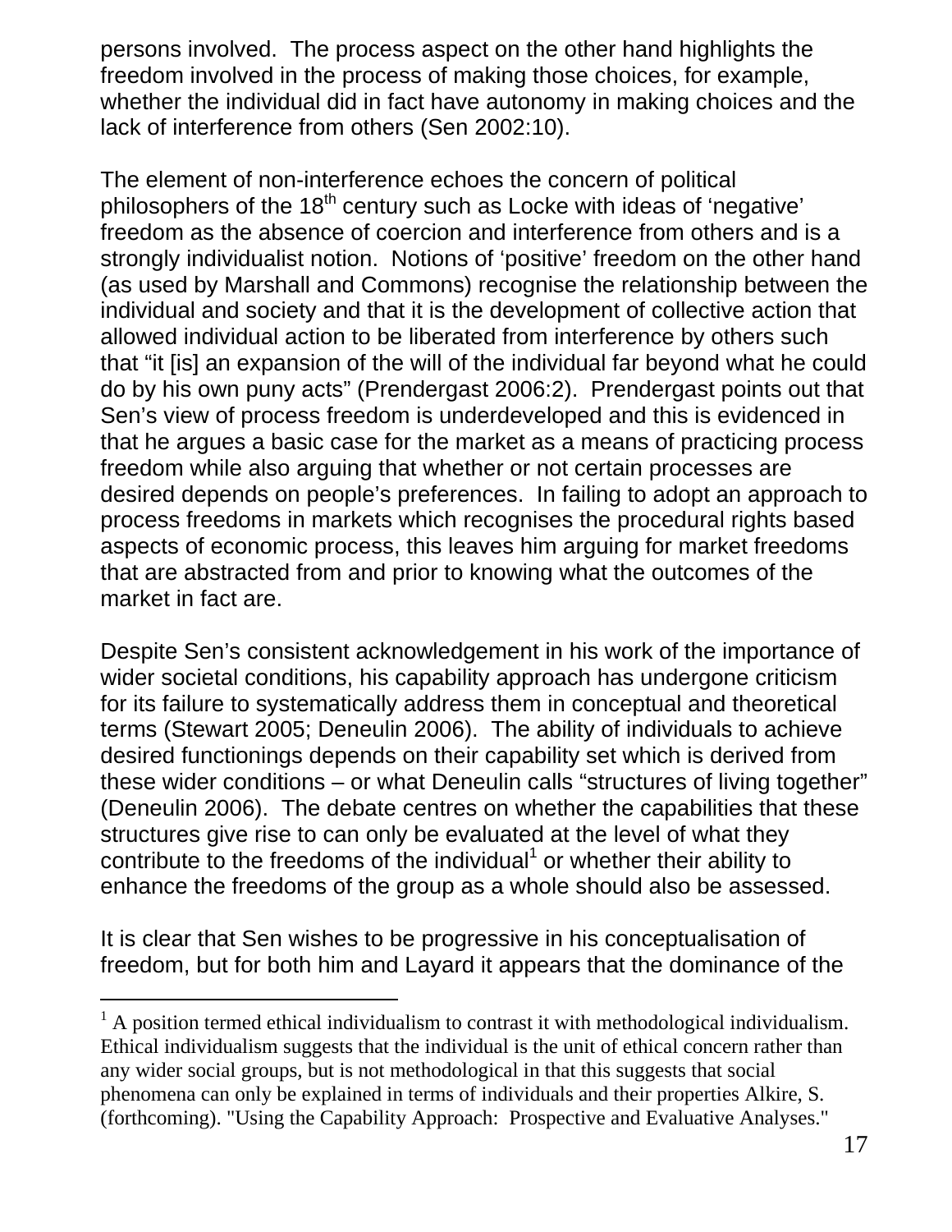persons involved. The process aspect on the other hand highlights the freedom involved in the process of making those choices, for example, whether the individual did in fact have autonomy in making choices and the lack of interference from others (Sen 2002:10).

The element of non-interference echoes the concern of political philosophers of the 18th century such as Locke with ideas of 'negative' freedom as the absence of coercion and interference from others and is a strongly individualist notion. Notions of 'positive' freedom on the other hand (as used by Marshall and Commons) recognise the relationship between the individual and society and that it is the development of collective action that allowed individual action to be liberated from interference by others such that "it [is] an expansion of the will of the individual far beyond what he could do by his own puny acts" (Prendergast 2006:2). Prendergast points out that Sen's view of process freedom is underdeveloped and this is evidenced in that he argues a basic case for the market as a means of practicing process freedom while also arguing that whether or not certain processes are desired depends on people's preferences. In failing to adopt an approach to process freedoms in markets which recognises the procedural rights based aspects of economic process, this leaves him arguing for market freedoms that are abstracted from and prior to knowing what the outcomes of the market in fact are.

Despite Sen's consistent acknowledgement in his work of the importance of wider societal conditions, his capability approach has undergone criticism for its failure to systematically address them in conceptual and theoretical terms (Stewart 2005; Deneulin 2006). The ability of individuals to achieve desired functionings depends on their capability set which is derived from these wider conditions – or what Deneulin calls "structures of living together" (Deneulin 2006). The debate centres on whether the capabilities that these structures give rise to can only be evaluated at the level of what they contribute to the freedoms of the individual[1] or whether their ability to enhance the freedoms of the group as a whole should also be assessed.

It is clear that Sen wishes to be progressive in his conceptualisation of freedom, but for both him and Layard it appears that the dominance of the

---

[1] A position termed ethical individualism to contrast it with methodological individualism. Ethical individualism suggests that the individual is the unit of ethical concern rather than any wider social groups, but is not methodological in that this suggests that social phenomena can only be explained in terms of individuals and their properties Alkire, S. (forthcoming). "Using the Capability Approach: Prospective and Evaluative Analyses."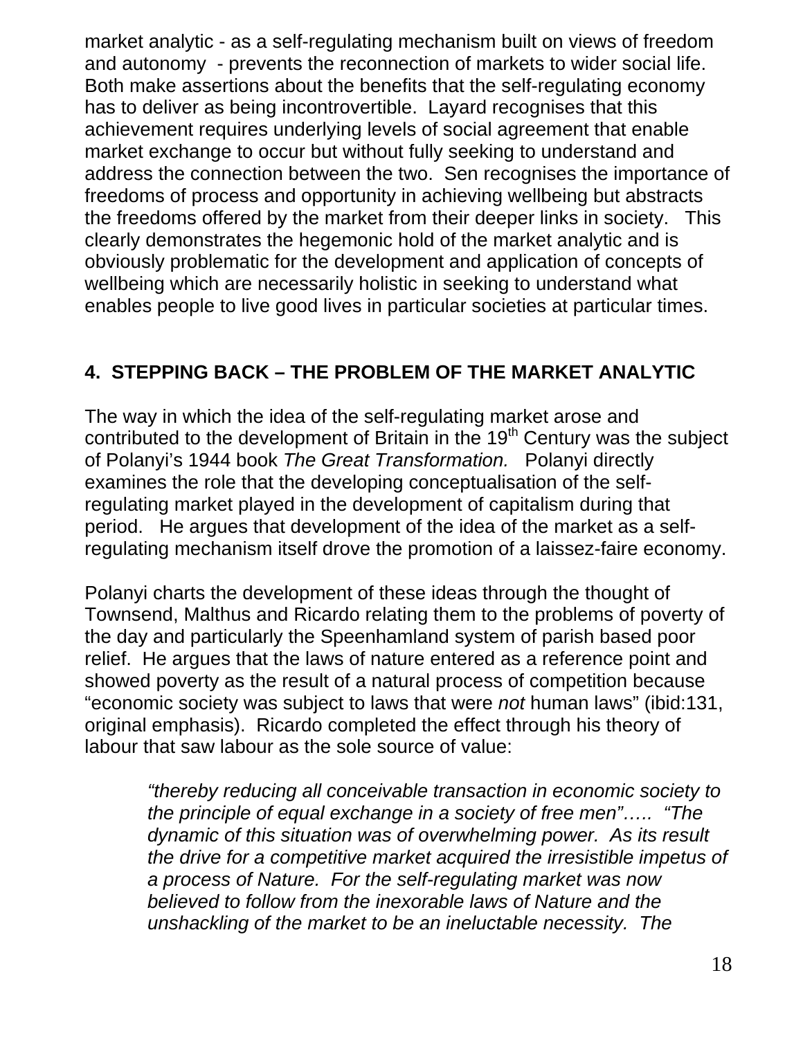market analytic - as a self-regulating mechanism built on views of freedom and autonomy - prevents the reconnection of markets to wider social life. Both make assertions about the benefits that the self-regulating economy has to deliver as being incontrovertible. Layard recognises that this achievement requires underlying levels of social agreement that enable market exchange to occur but without fully seeking to understand and address the connection between the two. Sen recognises the importance of freedoms of process and opportunity in achieving wellbeing but abstracts the freedoms offered by the market from their deeper links in society. This clearly demonstrates the hegemonic hold of the market analytic and is obviously problematic for the development and application of concepts of wellbeing which are necessarily holistic in seeking to understand what enables people to live good lives in particular societies at particular times.

## 4. STEPPING BACK – THE PROBLEM OF THE MARKET ANALYTIC

The way in which the idea of the self-regulating market arose and contributed to the development of Britain in the 19th Century was the subject of Polanyi's 1944 book *The Great Transformation.* Polanyi directly examines the role that the developing conceptualisation of the self-regulating market played in the development of capitalism during that period. He argues that development of the idea of the market as a self-regulating mechanism itself drove the promotion of a laissez-faire economy.

Polanyi charts the development of these ideas through the thought of Townsend, Malthus and Ricardo relating them to the problems of poverty of the day and particularly the Speenhamland system of parish based poor relief. He argues that the laws of nature entered as a reference point and showed poverty as the result of a natural process of competition because "economic society was subject to laws that were *not* human laws" (ibid:131, original emphasis). Ricardo completed the effect through his theory of labour that saw labour as the sole source of value:

> *"thereby reducing all conceivable transaction in economic society to the principle of equal exchange in a society of free men"….. "The dynamic of this situation was of overwhelming power. As its result the drive for a competitive market acquired the irresistible impetus of a process of Nature. For the self-regulating market was now believed to follow from the inexorable laws of Nature and the unshackling of the market to be an ineluctable necessity. The*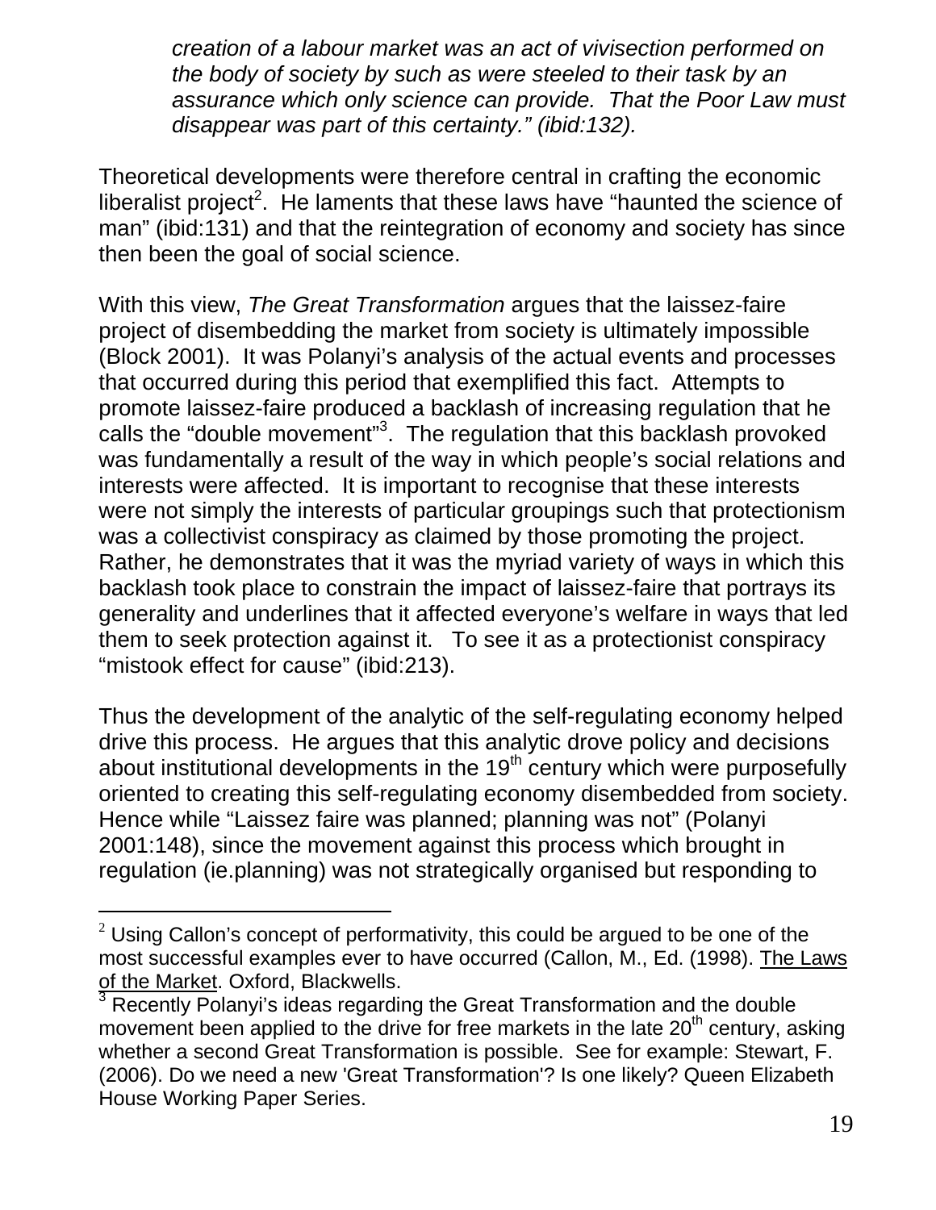> *creation of a labour market was an act of vivisection performed on the body of society by such as were steeled to their task by an assurance which only science can provide. That the Poor Law must disappear was part of this certainty." (ibid:132).*

Theoretical developments were therefore central in crafting the economic liberalist project[2]. He laments that these laws have "haunted the science of man" (ibid:131) and that the reintegration of economy and society has since then been the goal of social science.

With this view, *The Great Transformation* argues that the laissez-faire project of disembedding the market from society is ultimately impossible (Block 2001). It was Polanyi's analysis of the actual events and processes that occurred during this period that exemplified this fact. Attempts to promote laissez-faire produced a backlash of increasing regulation that he calls the "double movement"[3]. The regulation that this backlash provoked was fundamentally a result of the way in which people's social relations and interests were affected. It is important to recognise that these interests were not simply the interests of particular groupings such that protectionism was a collectivist conspiracy as claimed by those promoting the project. Rather, he demonstrates that it was the myriad variety of ways in which this backlash took place to constrain the impact of laissez-faire that portrays its generality and underlines that it affected everyone's welfare in ways that led them to seek protection against it. To see it as a protectionist conspiracy "mistook effect for cause" (ibid:213).

Thus the development of the analytic of the self-regulating economy helped drive this process. He argues that this analytic drove policy and decisions about institutional developments in the 19th century which were purposefully oriented to creating this self-regulating economy disembedded from society. Hence while "Laissez faire was planned; planning was not" (Polanyi 2001:148), since the movement against this process which brought in regulation (ie.planning) was not strategically organised but responding to

---

[2] Using Callon's concept of performativity, this could be argued to be one of the most successful examples ever to have occurred (Callon, M., Ed. (1998). The Laws of the Market. Oxford, Blackwells.

[3] Recently Polanyi's ideas regarding the Great Transformation and the double movement been applied to the drive for free markets in the late 20th century, asking whether a second Great Transformation is possible. See for example: Stewart, F. (2006). Do we need a new 'Great Transformation'? Is one likely? Queen Elizabeth House Working Paper Series.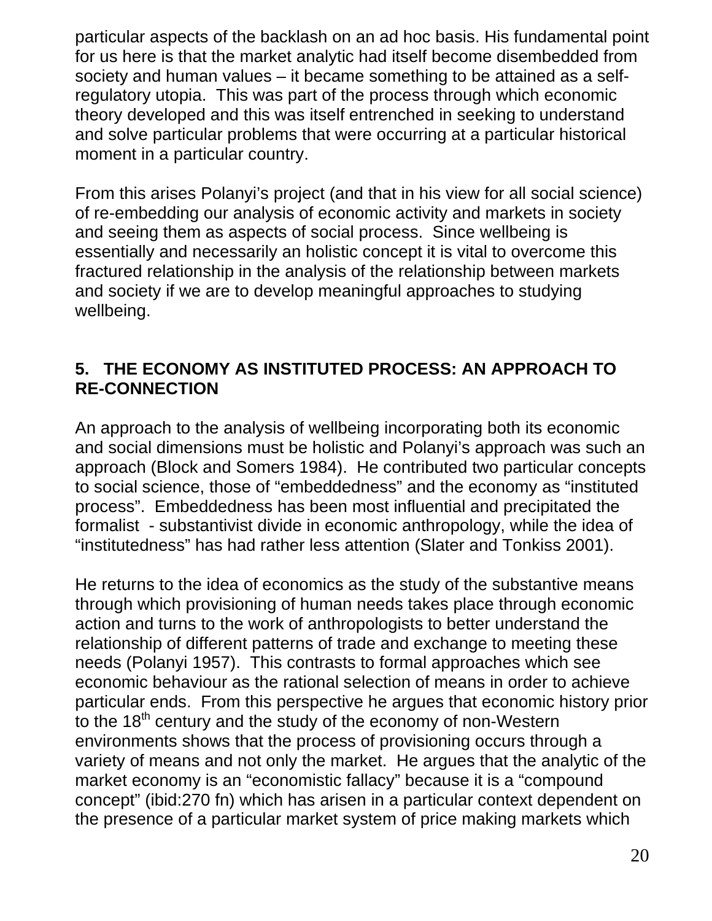particular aspects of the backlash on an ad hoc basis. His fundamental point for us here is that the market analytic had itself become disembedded from society and human values – it became something to be attained as a self-regulatory utopia.  This was part of the process through which economic theory developed and this was itself entrenched in seeking to understand and solve particular problems that were occurring at a particular historical moment in a particular country.

From this arises Polanyi's project (and that in his view for all social science) of re-embedding our analysis of economic activity and markets in society and seeing them as aspects of social process.  Since wellbeing is essentially and necessarily an holistic concept it is vital to overcome this fractured relationship in the analysis of the relationship between markets and society if we are to develop meaningful approaches to studying wellbeing.

## 5.   THE ECONOMY AS INSTITUTED PROCESS: AN APPROACH TO RE-CONNECTION

An approach to the analysis of wellbeing incorporating both its economic and social dimensions must be holistic and Polanyi's approach was such an approach (Block and Somers 1984).  He contributed two particular concepts to social science, those of "embeddedness" and the economy as "instituted process".  Embeddedness has been most influential and precipitated the formalist  - substantivist divide in economic anthropology, while the idea of "institutedness" has had rather less attention (Slater and Tonkiss 2001).

He returns to the idea of economics as the study of the substantive means through which provisioning of human needs takes place through economic action and turns to the work of anthropologists to better understand the relationship of different patterns of trade and exchange to meeting these needs (Polanyi 1957).  This contrasts to formal approaches which see economic behaviour as the rational selection of means in order to achieve particular ends.  From this perspective he argues that economic history prior to the 18th century and the study of the economy of non-Western environments shows that the process of provisioning occurs through a variety of means and not only the market.  He argues that the analytic of the market economy is an "economistic fallacy" because it is a "compound concept" (ibid:270 fn) which has arisen in a particular context dependent on the presence of a particular market system of price making markets which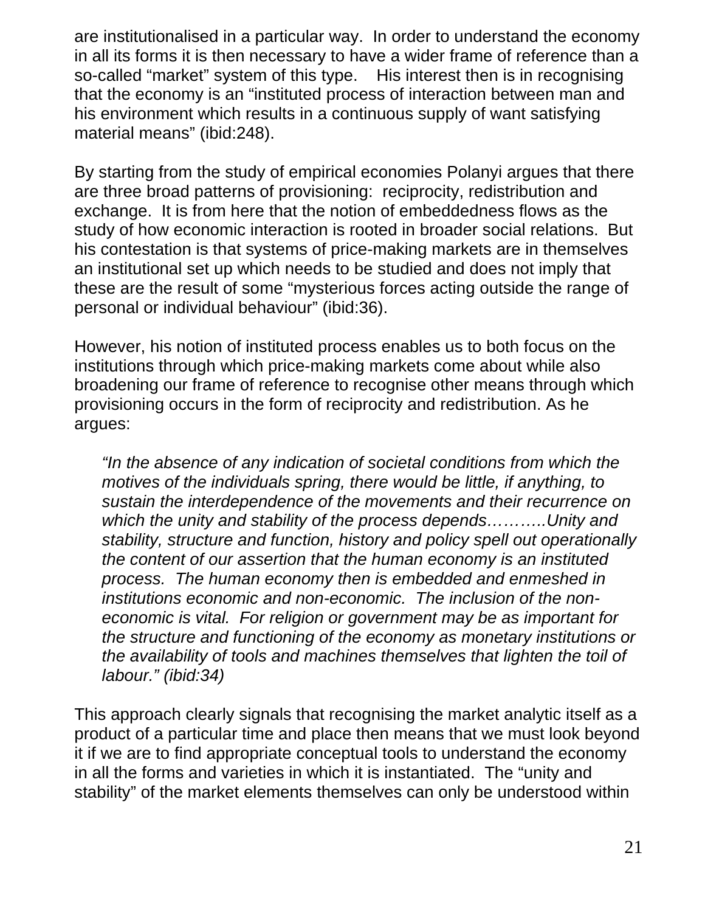are institutionalised in a particular way. In order to understand the economy in all its forms it is then necessary to have a wider frame of reference than a so-called "market" system of this type. His interest then is in recognising that the economy is an "instituted process of interaction between man and his environment which results in a continuous supply of want satisfying material means" (ibid:248).

By starting from the study of empirical economies Polanyi argues that there are three broad patterns of provisioning: reciprocity, redistribution and exchange. It is from here that the notion of embeddedness flows as the study of how economic interaction is rooted in broader social relations. But his contestation is that systems of price-making markets are in themselves an institutional set up which needs to be studied and does not imply that these are the result of some "mysterious forces acting outside the range of personal or individual behaviour" (ibid:36).

However, his notion of instituted process enables us to both focus on the institutions through which price-making markets come about while also broadening our frame of reference to recognise other means through which provisioning occurs in the form of reciprocity and redistribution. As he argues:

> *"In the absence of any indication of societal conditions from which the motives of the individuals spring, there would be little, if anything, to sustain the interdependence of the movements and their recurrence on which the unity and stability of the process depends………..Unity and stability, structure and function, history and policy spell out operationally the content of our assertion that the human economy is an instituted process. The human economy then is embedded and enmeshed in institutions economic and non-economic. The inclusion of the non-economic is vital. For religion or government may be as important for the structure and functioning of the economy as monetary institutions or the availability of tools and machines themselves that lighten the toil of labour." (ibid:34)*

This approach clearly signals that recognising the market analytic itself as a product of a particular time and place then means that we must look beyond it if we are to find appropriate conceptual tools to understand the economy in all the forms and varieties in which it is instantiated. The "unity and stability" of the market elements themselves can only be understood within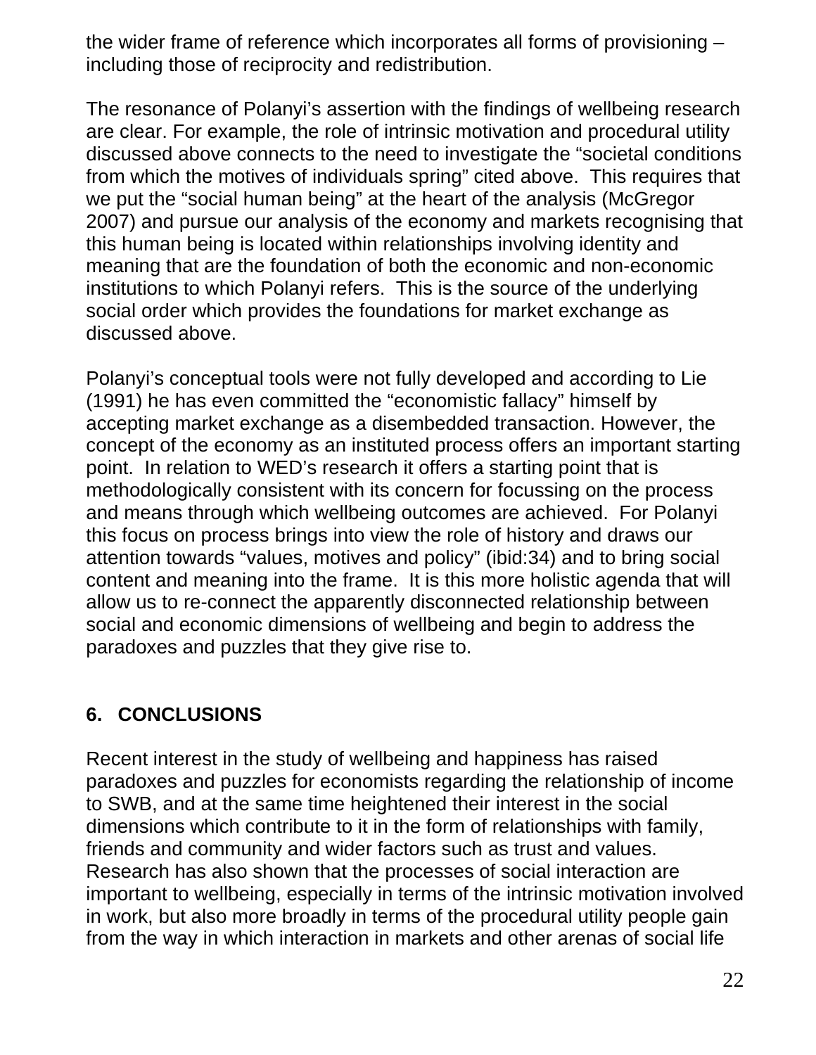the wider frame of reference which incorporates all forms of provisioning – including those of reciprocity and redistribution.

The resonance of Polanyi's assertion with the findings of wellbeing research are clear. For example, the role of intrinsic motivation and procedural utility discussed above connects to the need to investigate the "societal conditions from which the motives of individuals spring" cited above. This requires that we put the "social human being" at the heart of the analysis (McGregor 2007) and pursue our analysis of the economy and markets recognising that this human being is located within relationships involving identity and meaning that are the foundation of both the economic and non-economic institutions to which Polanyi refers. This is the source of the underlying social order which provides the foundations for market exchange as discussed above.

Polanyi's conceptual tools were not fully developed and according to Lie (1991) he has even committed the "economistic fallacy" himself by accepting market exchange as a disembedded transaction. However, the concept of the economy as an instituted process offers an important starting point. In relation to WED's research it offers a starting point that is methodologically consistent with its concern for focussing on the process and means through which wellbeing outcomes are achieved. For Polanyi this focus on process brings into view the role of history and draws our attention towards "values, motives and policy" (ibid:34) and to bring social content and meaning into the frame. It is this more holistic agenda that will allow us to re-connect the apparently disconnected relationship between social and economic dimensions of wellbeing and begin to address the paradoxes and puzzles that they give rise to.

## 6. CONCLUSIONS

Recent interest in the study of wellbeing and happiness has raised paradoxes and puzzles for economists regarding the relationship of income to SWB, and at the same time heightened their interest in the social dimensions which contribute to it in the form of relationships with family, friends and community and wider factors such as trust and values. Research has also shown that the processes of social interaction are important to wellbeing, especially in terms of the intrinsic motivation involved in work, but also more broadly in terms of the procedural utility people gain from the way in which interaction in markets and other arenas of social life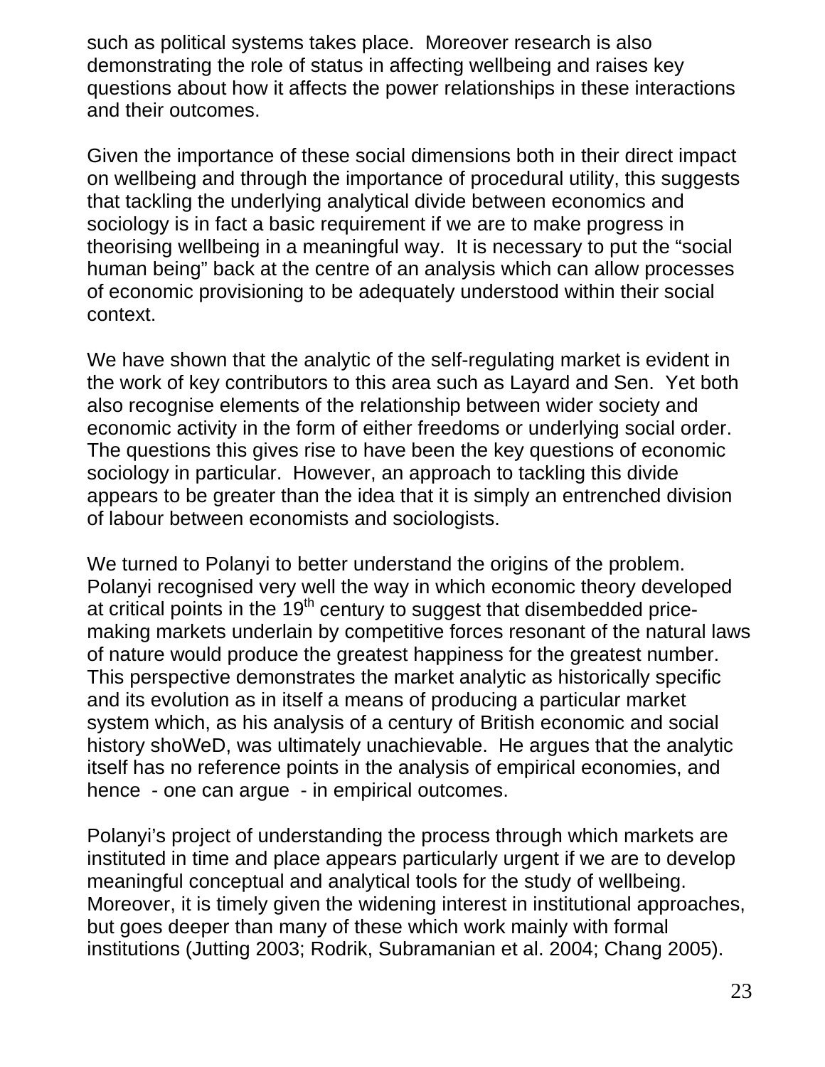such as political systems takes place. Moreover research is also demonstrating the role of status in affecting wellbeing and raises key questions about how it affects the power relationships in these interactions and their outcomes.

Given the importance of these social dimensions both in their direct impact on wellbeing and through the importance of procedural utility, this suggests that tackling the underlying analytical divide between economics and sociology is in fact a basic requirement if we are to make progress in theorising wellbeing in a meaningful way. It is necessary to put the "social human being" back at the centre of an analysis which can allow processes of economic provisioning to be adequately understood within their social context.

We have shown that the analytic of the self-regulating market is evident in the work of key contributors to this area such as Layard and Sen. Yet both also recognise elements of the relationship between wider society and economic activity in the form of either freedoms or underlying social order. The questions this gives rise to have been the key questions of economic sociology in particular. However, an approach to tackling this divide appears to be greater than the idea that it is simply an entrenched division of labour between economists and sociologists.

We turned to Polanyi to better understand the origins of the problem. Polanyi recognised very well the way in which economic theory developed at critical points in the 19th century to suggest that disembedded price-making markets underlain by competitive forces resonant of the natural laws of nature would produce the greatest happiness for the greatest number. This perspective demonstrates the market analytic as historically specific and its evolution as in itself a means of producing a particular market system which, as his analysis of a century of British economic and social history shoWeD, was ultimately unachievable. He argues that the analytic itself has no reference points in the analysis of empirical economies, and hence - one can argue - in empirical outcomes.

Polanyi's project of understanding the process through which markets are instituted in time and place appears particularly urgent if we are to develop meaningful conceptual and analytical tools for the study of wellbeing. Moreover, it is timely given the widening interest in institutional approaches, but goes deeper than many of these which work mainly with formal institutions (Jutting 2003; Rodrik, Subramanian et al. 2004; Chang 2005).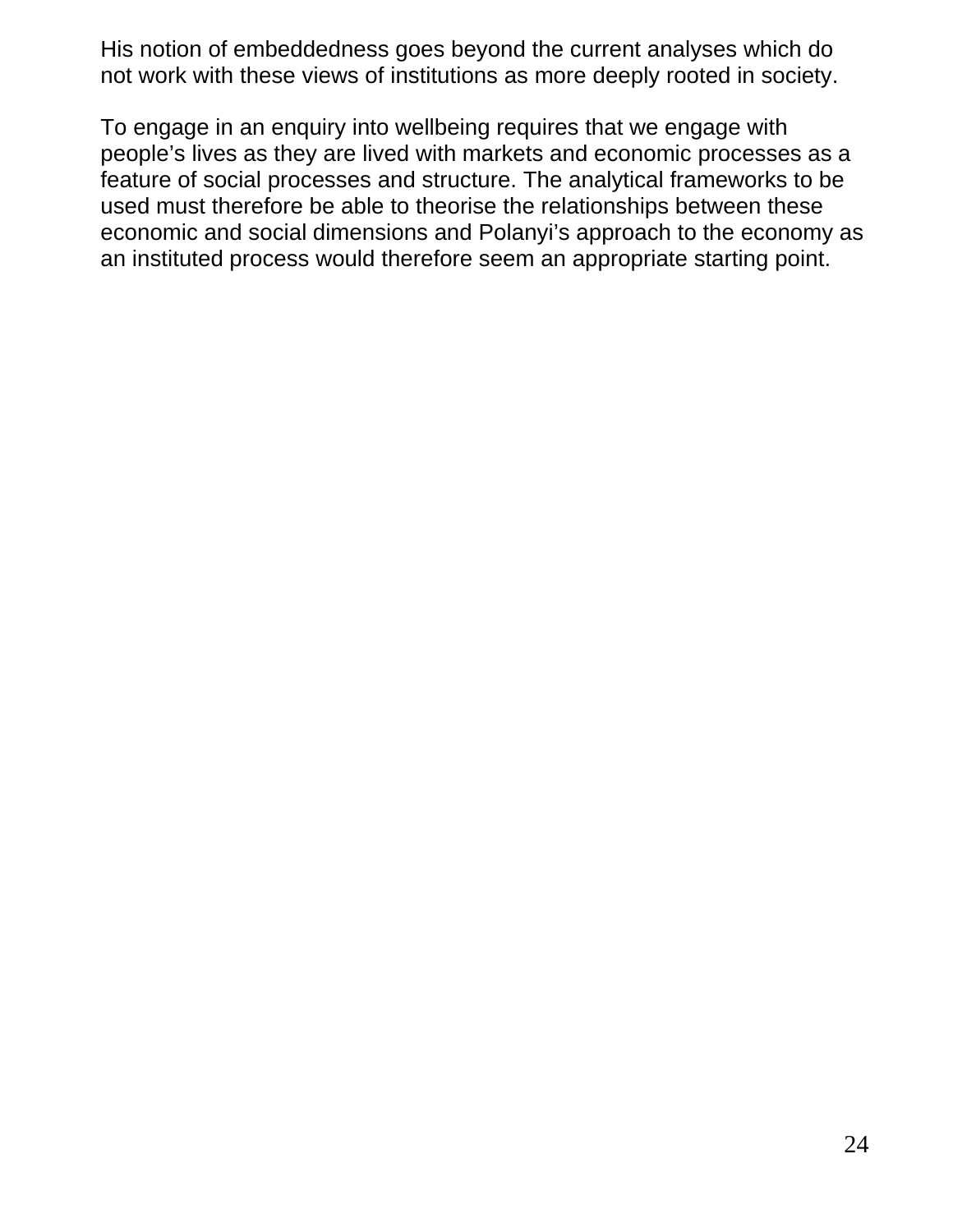His notion of embeddedness goes beyond the current analyses which do not work with these views of institutions as more deeply rooted in society.

To engage in an enquiry into wellbeing requires that we engage with people's lives as they are lived with markets and economic processes as a feature of social processes and structure. The analytical frameworks to be used must therefore be able to theorise the relationships between these economic and social dimensions and Polanyi's approach to the economy as an instituted process would therefore seem an appropriate starting point.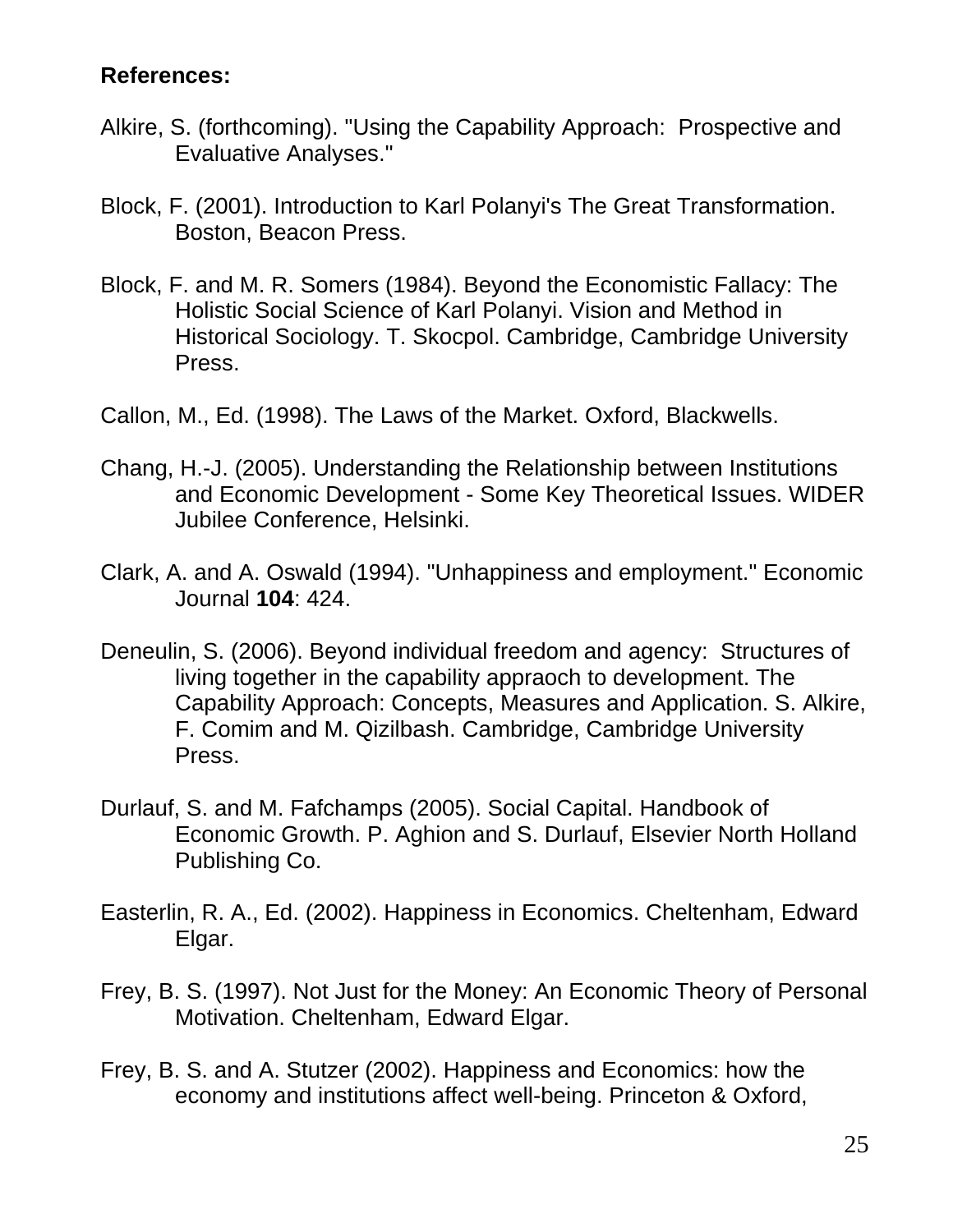**References:**

Alkire, S. (forthcoming). "Using the Capability Approach: Prospective and Evaluative Analyses."

Block, F. (2001). Introduction to Karl Polanyi's The Great Transformation. Boston, Beacon Press.

Block, F. and M. R. Somers (1984). Beyond the Economistic Fallacy: The Holistic Social Science of Karl Polanyi. Vision and Method in Historical Sociology. T. Skocpol. Cambridge, Cambridge University Press.

Callon, M., Ed. (1998). The Laws of the Market. Oxford, Blackwells.

Chang, H.-J. (2005). Understanding the Relationship between Institutions and Economic Development - Some Key Theoretical Issues. WIDER Jubilee Conference, Helsinki.

Clark, A. and A. Oswald (1994). "Unhappiness and employment." Economic Journal **104**: 424.

Deneulin, S. (2006). Beyond individual freedom and agency: Structures of living together in the capability appraoch to development. The Capability Approach: Concepts, Measures and Application. S. Alkire, F. Comim and M. Qizilbash. Cambridge, Cambridge University Press.

Durlauf, S. and M. Fafchamps (2005). Social Capital. Handbook of Economic Growth. P. Aghion and S. Durlauf, Elsevier North Holland Publishing Co.

Easterlin, R. A., Ed. (2002). Happiness in Economics. Cheltenham, Edward Elgar.

Frey, B. S. (1997). Not Just for the Money: An Economic Theory of Personal Motivation. Cheltenham, Edward Elgar.

Frey, B. S. and A. Stutzer (2002). Happiness and Economics: how the economy and institutions affect well-being. Princeton & Oxford,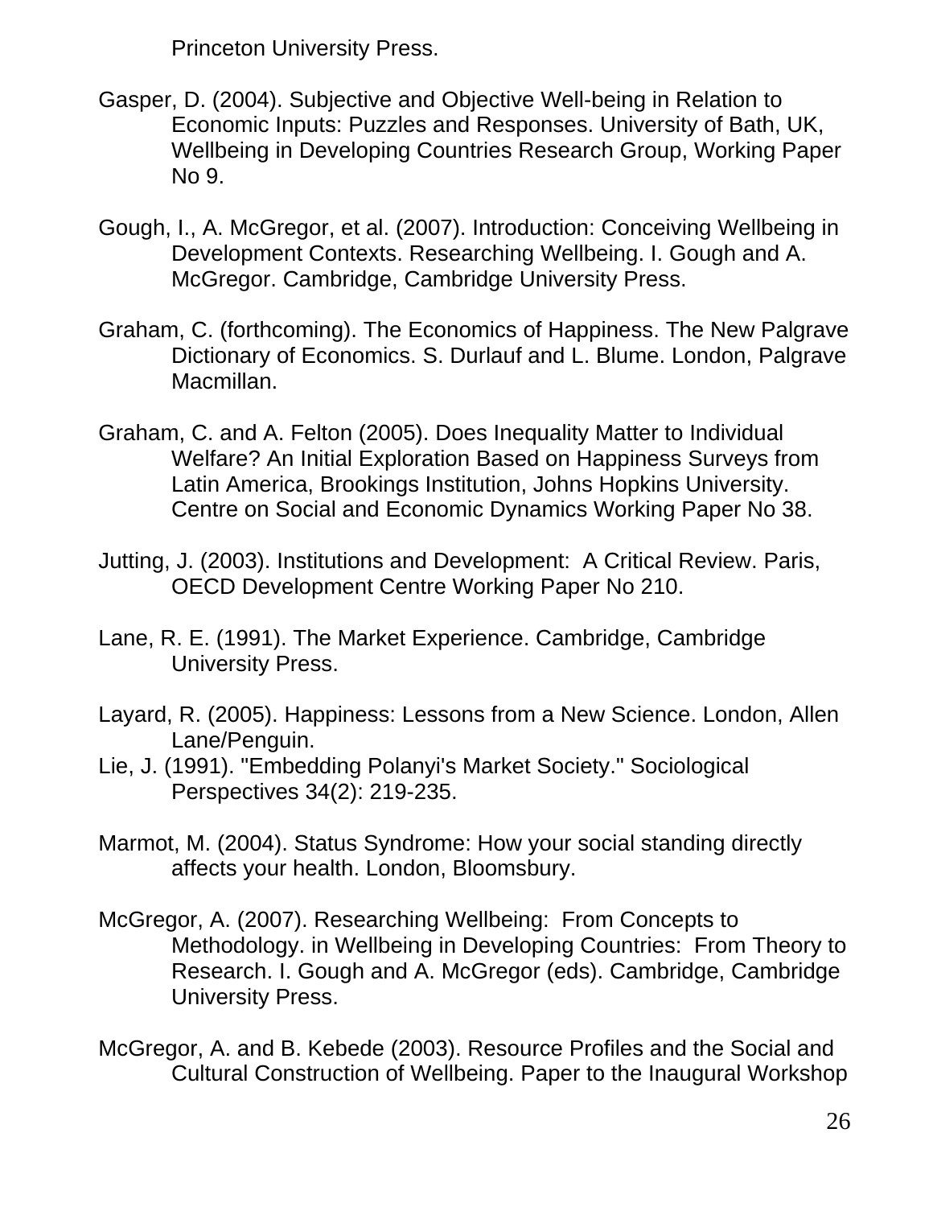Princeton University Press.

Gasper, D. (2004). Subjective and Objective Well-being in Relation to Economic Inputs: Puzzles and Responses. University of Bath, UK, Wellbeing in Developing Countries Research Group, Working Paper No 9.

Gough, I., A. McGregor, et al. (2007). Introduction: Conceiving Wellbeing in Development Contexts. Researching Wellbeing. I. Gough and A. McGregor. Cambridge, Cambridge University Press.

Graham, C. (forthcoming). The Economics of Happiness. The New Palgrave Dictionary of Economics. S. Durlauf and L. Blume. London, Palgrave Macmillan.

Graham, C. and A. Felton (2005). Does Inequality Matter to Individual Welfare? An Initial Exploration Based on Happiness Surveys from Latin America, Brookings Institution, Johns Hopkins University. Centre on Social and Economic Dynamics Working Paper No 38.

Jutting, J. (2003). Institutions and Development: A Critical Review. Paris, OECD Development Centre Working Paper No 210.

Lane, R. E. (1991). The Market Experience. Cambridge, Cambridge University Press.

Layard, R. (2005). Happiness: Lessons from a New Science. London, Allen Lane/Penguin.

Lie, J. (1991). "Embedding Polanyi's Market Society." Sociological Perspectives 34(2): 219-235.

Marmot, M. (2004). Status Syndrome: How your social standing directly affects your health. London, Bloomsbury.

McGregor, A. (2007). Researching Wellbeing: From Concepts to Methodology. in Wellbeing in Developing Countries: From Theory to Research. I. Gough and A. McGregor (eds). Cambridge, Cambridge University Press.

McGregor, A. and B. Kebede (2003). Resource Profiles and the Social and Cultural Construction of Wellbeing. Paper to the Inaugural Workshop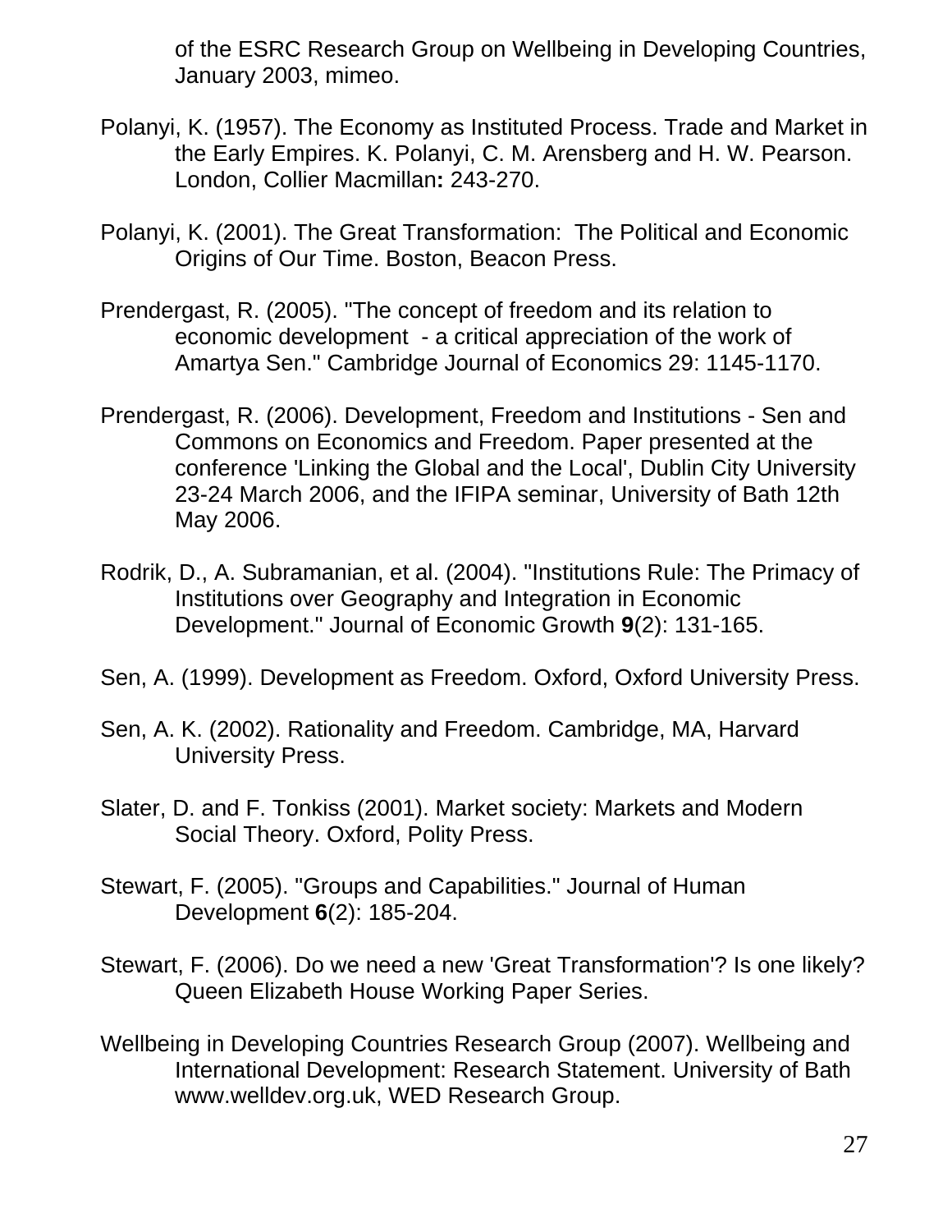of the ESRC Research Group on Wellbeing in Developing Countries, January 2003, mimeo.

Polanyi, K. (1957). The Economy as Instituted Process. Trade and Market in the Early Empires. K. Polanyi, C. M. Arensberg and H. W. Pearson. London, Collier Macmillan**:** 243-270.

Polanyi, K. (2001). The Great Transformation: The Political and Economic Origins of Our Time. Boston, Beacon Press.

Prendergast, R. (2005). "The concept of freedom and its relation to economic development - a critical appreciation of the work of Amartya Sen." Cambridge Journal of Economics 29: 1145-1170.

Prendergast, R. (2006). Development, Freedom and Institutions - Sen and Commons on Economics and Freedom. Paper presented at the conference 'Linking the Global and the Local', Dublin City University 23-24 March 2006, and the IFIPA seminar, University of Bath 12th May 2006.

Rodrik, D., A. Subramanian, et al. (2004). "Institutions Rule: The Primacy of Institutions over Geography and Integration in Economic Development." Journal of Economic Growth **9**(2): 131-165.

Sen, A. (1999). Development as Freedom. Oxford, Oxford University Press.

Sen, A. K. (2002). Rationality and Freedom. Cambridge, MA, Harvard University Press.

Slater, D. and F. Tonkiss (2001). Market society: Markets and Modern Social Theory. Oxford, Polity Press.

Stewart, F. (2005). "Groups and Capabilities." Journal of Human Development **6**(2): 185-204.

Stewart, F. (2006). Do we need a new 'Great Transformation'? Is one likely? Queen Elizabeth House Working Paper Series.

Wellbeing in Developing Countries Research Group (2007). Wellbeing and International Development: Research Statement. University of Bath www.welldev.org.uk, WED Research Group.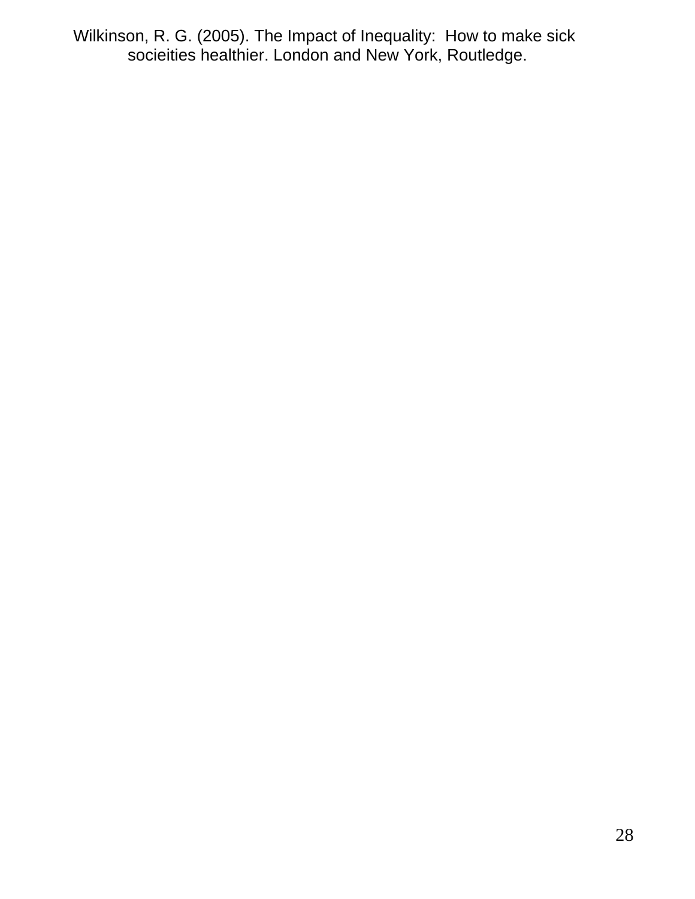Wilkinson, R. G. (2005). The Impact of Inequality: How to make sick socieities healthier. London and New York, Routledge.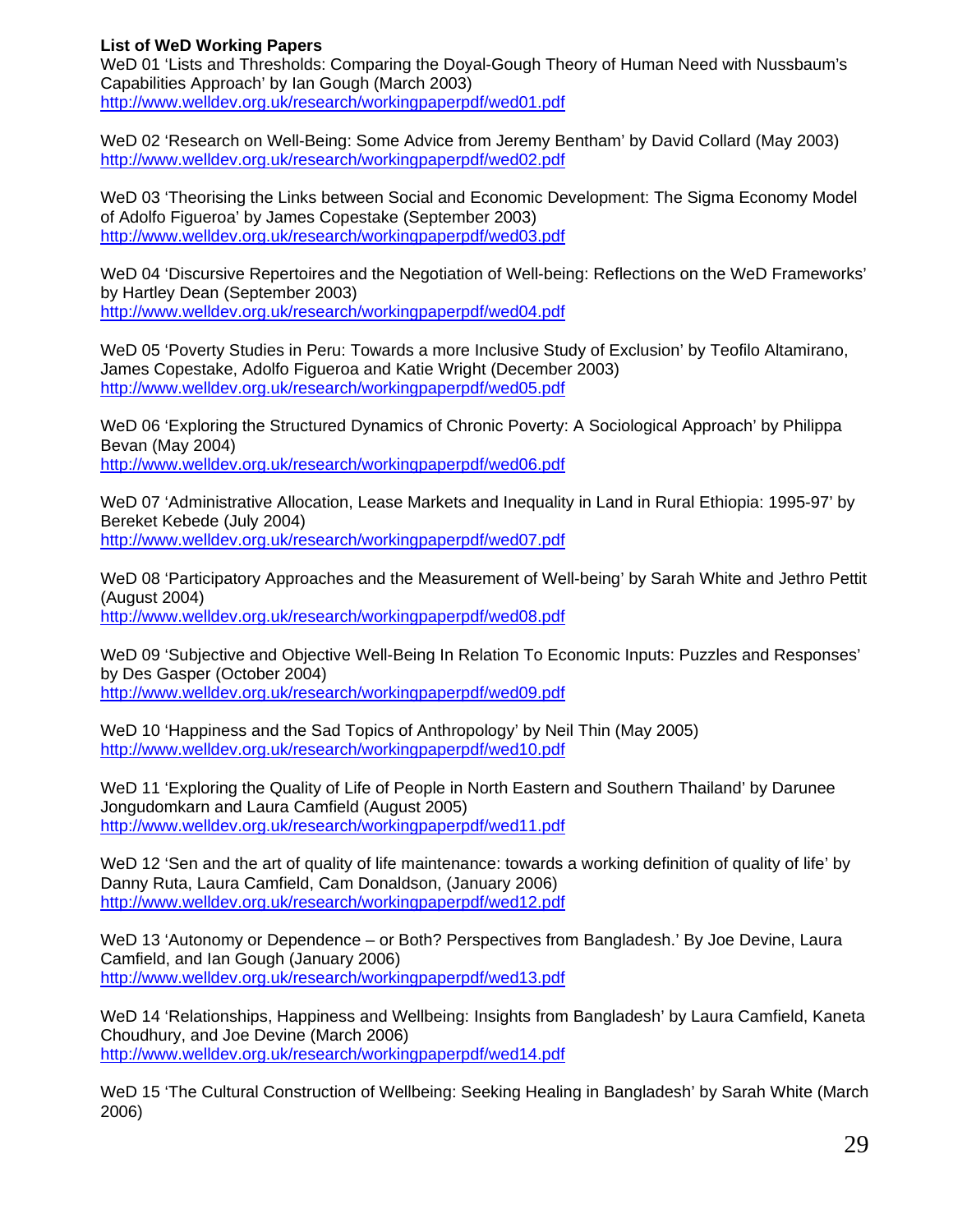**List of WeD Working Papers**

WeD 01 'Lists and Thresholds: Comparing the Doyal-Gough Theory of Human Need with Nussbaum's Capabilities Approach' by Ian Gough (March 2003)
http://www.welldev.org.uk/research/workingpaperpdf/wed01.pdf

WeD 02 'Research on Well-Being: Some Advice from Jeremy Bentham' by David Collard (May 2003)
http://www.welldev.org.uk/research/workingpaperpdf/wed02.pdf

WeD 03 'Theorising the Links between Social and Economic Development: The Sigma Economy Model of Adolfo Figueroa' by James Copestake (September 2003)
http://www.welldev.org.uk/research/workingpaperpdf/wed03.pdf

WeD 04 'Discursive Repertoires and the Negotiation of Well-being: Reflections on the WeD Frameworks' by Hartley Dean (September 2003)
http://www.welldev.org.uk/research/workingpaperpdf/wed04.pdf

WeD 05 'Poverty Studies in Peru: Towards a more Inclusive Study of Exclusion' by Teofilo Altamirano, James Copestake, Adolfo Figueroa and Katie Wright (December 2003)
http://www.welldev.org.uk/research/workingpaperpdf/wed05.pdf

WeD 06 'Exploring the Structured Dynamics of Chronic Poverty: A Sociological Approach' by Philippa Bevan (May 2004)
http://www.welldev.org.uk/research/workingpaperpdf/wed06.pdf

WeD 07 'Administrative Allocation, Lease Markets and Inequality in Land in Rural Ethiopia: 1995-97' by Bereket Kebede (July 2004)
http://www.welldev.org.uk/research/workingpaperpdf/wed07.pdf

WeD 08 'Participatory Approaches and the Measurement of Well-being' by Sarah White and Jethro Pettit (August 2004)
http://www.welldev.org.uk/research/workingpaperpdf/wed08.pdf

WeD 09 'Subjective and Objective Well-Being In Relation To Economic Inputs: Puzzles and Responses' by Des Gasper (October 2004)
http://www.welldev.org.uk/research/workingpaperpdf/wed09.pdf

WeD 10 'Happiness and the Sad Topics of Anthropology' by Neil Thin (May 2005)
http://www.welldev.org.uk/research/workingpaperpdf/wed10.pdf

WeD 11 'Exploring the Quality of Life of People in North Eastern and Southern Thailand' by Darunee Jongudomkarn and Laura Camfield (August 2005)
http://www.welldev.org.uk/research/workingpaperpdf/wed11.pdf

WeD 12 'Sen and the art of quality of life maintenance: towards a working definition of quality of life' by Danny Ruta, Laura Camfield, Cam Donaldson, (January 2006)
http://www.welldev.org.uk/research/workingpaperpdf/wed12.pdf

WeD 13 'Autonomy or Dependence – or Both? Perspectives from Bangladesh.' By Joe Devine, Laura Camfield, and Ian Gough (January 2006)
http://www.welldev.org.uk/research/workingpaperpdf/wed13.pdf

WeD 14 'Relationships, Happiness and Wellbeing: Insights from Bangladesh' by Laura Camfield, Kaneta Choudhury, and Joe Devine (March 2006)
http://www.welldev.org.uk/research/workingpaperpdf/wed14.pdf

WeD 15 'The Cultural Construction of Wellbeing: Seeking Healing in Bangladesh' by Sarah White (March 2006)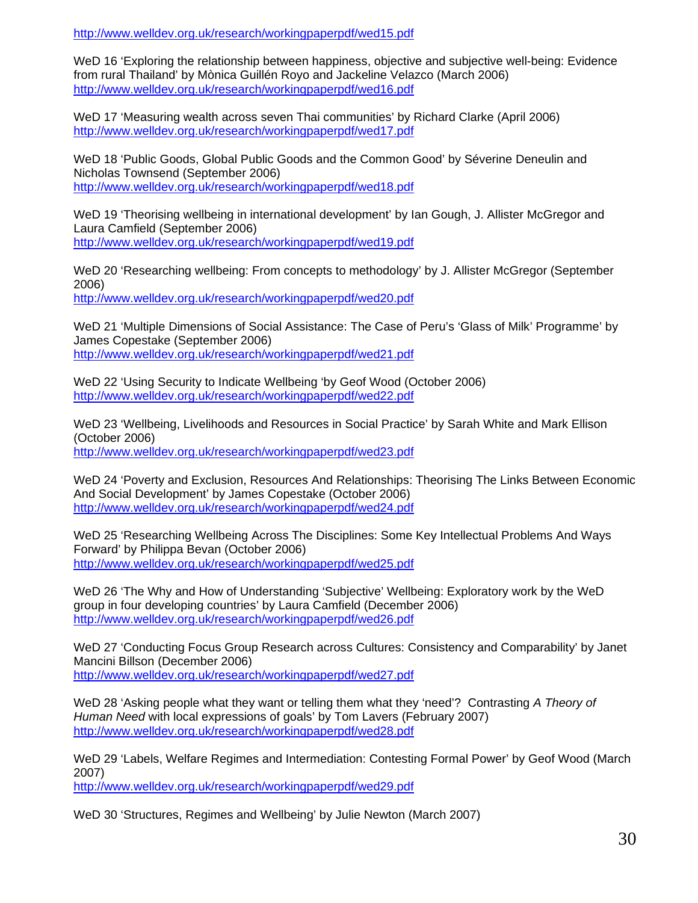http://www.welldev.org.uk/research/workingpaperpdf/wed15.pdf

WeD 16 'Exploring the relationship between happiness, objective and subjective well-being: Evidence from rural Thailand' by Mònica Guillén Royo and Jackeline Velazco (March 2006)
http://www.welldev.org.uk/research/workingpaperpdf/wed16.pdf

WeD 17 'Measuring wealth across seven Thai communities' by Richard Clarke (April 2006)
http://www.welldev.org.uk/research/workingpaperpdf/wed17.pdf

WeD 18 'Public Goods, Global Public Goods and the Common Good' by Séverine Deneulin and Nicholas Townsend (September 2006)
http://www.welldev.org.uk/research/workingpaperpdf/wed18.pdf

WeD 19 'Theorising wellbeing in international development' by Ian Gough, J. Allister McGregor and Laura Camfield (September 2006)
http://www.welldev.org.uk/research/workingpaperpdf/wed19.pdf

WeD 20 'Researching wellbeing: From concepts to methodology' by J. Allister McGregor (September 2006)
http://www.welldev.org.uk/research/workingpaperpdf/wed20.pdf

WeD 21 'Multiple Dimensions of Social Assistance: The Case of Peru's 'Glass of Milk' Programme' by James Copestake (September 2006)
http://www.welldev.org.uk/research/workingpaperpdf/wed21.pdf

WeD 22 'Using Security to Indicate Wellbeing 'by Geof Wood (October 2006)
http://www.welldev.org.uk/research/workingpaperpdf/wed22.pdf

WeD 23 'Wellbeing, Livelihoods and Resources in Social Practice' by Sarah White and Mark Ellison (October 2006)
http://www.welldev.org.uk/research/workingpaperpdf/wed23.pdf

WeD 24 'Poverty and Exclusion, Resources And Relationships: Theorising The Links Between Economic And Social Development' by James Copestake (October 2006)
http://www.welldev.org.uk/research/workingpaperpdf/wed24.pdf

WeD 25 'Researching Wellbeing Across The Disciplines: Some Key Intellectual Problems And Ways Forward' by Philippa Bevan (October 2006)
http://www.welldev.org.uk/research/workingpaperpdf/wed25.pdf

WeD 26 'The Why and How of Understanding 'Subjective' Wellbeing: Exploratory work by the WeD group in four developing countries' by Laura Camfield (December 2006)
http://www.welldev.org.uk/research/workingpaperpdf/wed26.pdf

WeD 27 'Conducting Focus Group Research across Cultures: Consistency and Comparability' by Janet Mancini Billson (December 2006)
http://www.welldev.org.uk/research/workingpaperpdf/wed27.pdf

WeD 28 'Asking people what they want or telling them what they 'need'? Contrasting *A Theory of Human Need* with local expressions of goals' by Tom Lavers (February 2007)
http://www.welldev.org.uk/research/workingpaperpdf/wed28.pdf

WeD 29 'Labels, Welfare Regimes and Intermediation: Contesting Formal Power' by Geof Wood (March 2007)
http://www.welldev.org.uk/research/workingpaperpdf/wed29.pdf

WeD 30 'Structures, Regimes and Wellbeing' by Julie Newton (March 2007)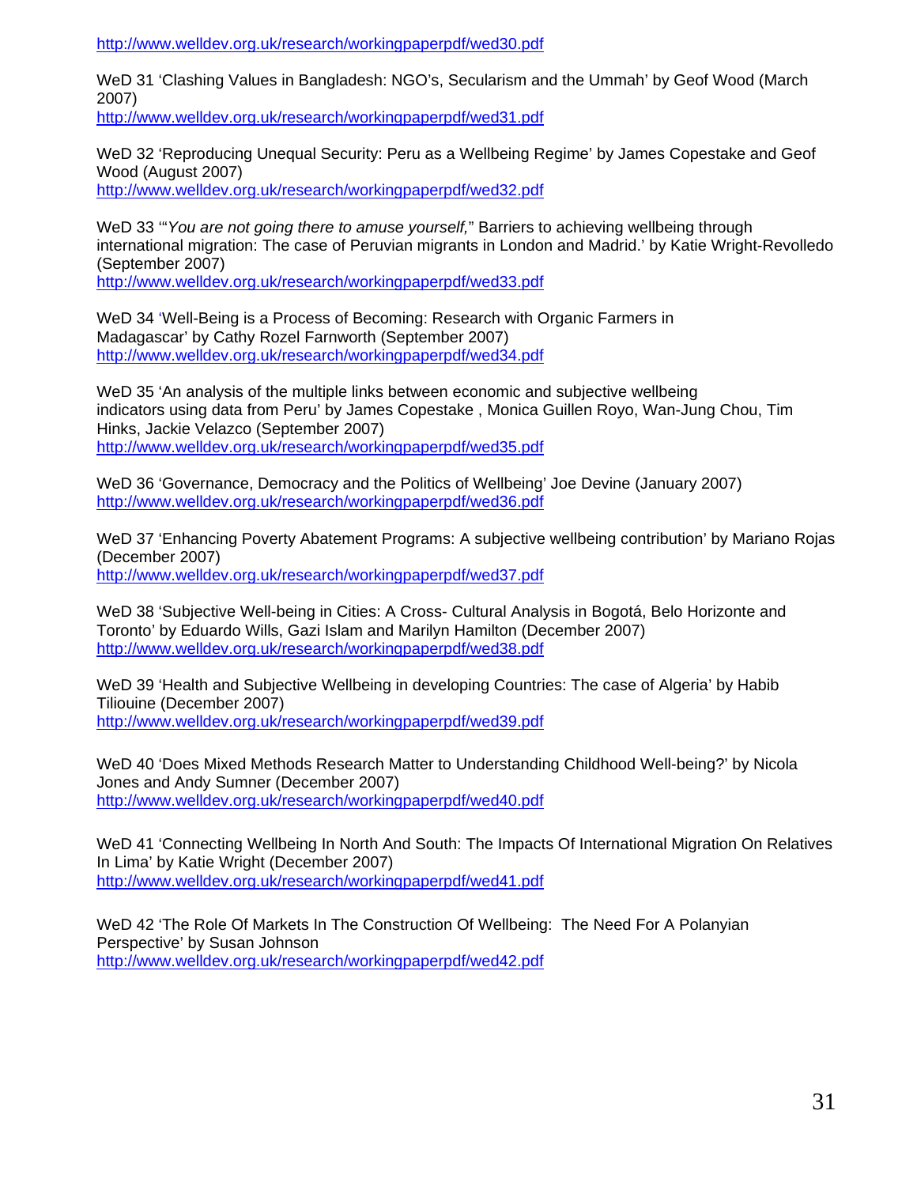http://www.welldev.org.uk/research/workingpaperpdf/wed30.pdf

WeD 31 'Clashing Values in Bangladesh: NGO's, Secularism and the Ummah' by Geof Wood (March 2007)
http://www.welldev.org.uk/research/workingpaperpdf/wed31.pdf

WeD 32 'Reproducing Unequal Security: Peru as a Wellbeing Regime' by James Copestake and Geof Wood (August 2007)
http://www.welldev.org.uk/research/workingpaperpdf/wed32.pdf

WeD 33 '"*You are not going there to amuse yourself,*" Barriers to achieving wellbeing through international migration: The case of Peruvian migrants in London and Madrid.' by Katie Wright-Revolledo (September 2007)
http://www.welldev.org.uk/research/workingpaperpdf/wed33.pdf

WeD 34 'Well-Being is a Process of Becoming: Research with Organic Farmers in Madagascar' by Cathy Rozel Farnworth (September 2007)
http://www.welldev.org.uk/research/workingpaperpdf/wed34.pdf

WeD 35 'An analysis of the multiple links between economic and subjective wellbeing indicators using data from Peru' by James Copestake , Monica Guillen Royo, Wan-Jung Chou, Tim Hinks, Jackie Velazco (September 2007)
http://www.welldev.org.uk/research/workingpaperpdf/wed35.pdf

WeD 36 'Governance, Democracy and the Politics of Wellbeing' Joe Devine (January 2007)
http://www.welldev.org.uk/research/workingpaperpdf/wed36.pdf

WeD 37 'Enhancing Poverty Abatement Programs: A subjective wellbeing contribution' by Mariano Rojas (December 2007)
http://www.welldev.org.uk/research/workingpaperpdf/wed37.pdf

WeD 38 'Subjective Well-being in Cities: A Cross- Cultural Analysis in Bogotá, Belo Horizonte and Toronto' by Eduardo Wills, Gazi Islam and Marilyn Hamilton (December 2007)
http://www.welldev.org.uk/research/workingpaperpdf/wed38.pdf

WeD 39 'Health and Subjective Wellbeing in developing Countries: The case of Algeria' by Habib Tiliouine (December 2007)
http://www.welldev.org.uk/research/workingpaperpdf/wed39.pdf

WeD 40 'Does Mixed Methods Research Matter to Understanding Childhood Well-being?' by Nicola Jones and Andy Sumner (December 2007)
http://www.welldev.org.uk/research/workingpaperpdf/wed40.pdf

WeD 41 'Connecting Wellbeing In North And South: The Impacts Of International Migration On Relatives In Lima' by Katie Wright (December 2007)
http://www.welldev.org.uk/research/workingpaperpdf/wed41.pdf

WeD 42 'The Role Of Markets In The Construction Of Wellbeing: The Need For A Polanyian Perspective' by Susan Johnson
http://www.welldev.org.uk/research/workingpaperpdf/wed42.pdf